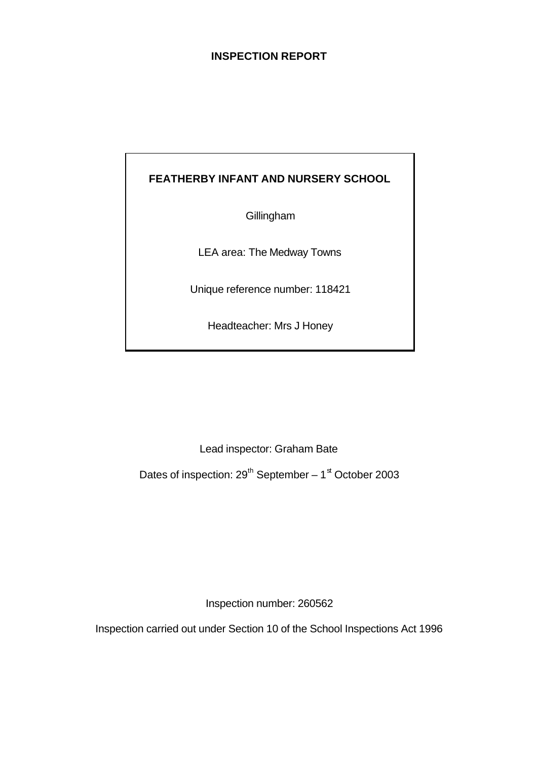# INSPECTION REPORT

## FEATHERBY INFANT AND NURSERY SCHOOL

Gillingham

LEA area: The Medway Towns

Unique reference number: 118421

Headteacher: Mrs J Honey

Lead inspector: Graham Bate

Dates of inspection: 29th September – 1st October 2003

Inspection number: 260562

Inspection carried out under Section 10 of the School Inspections Act 1996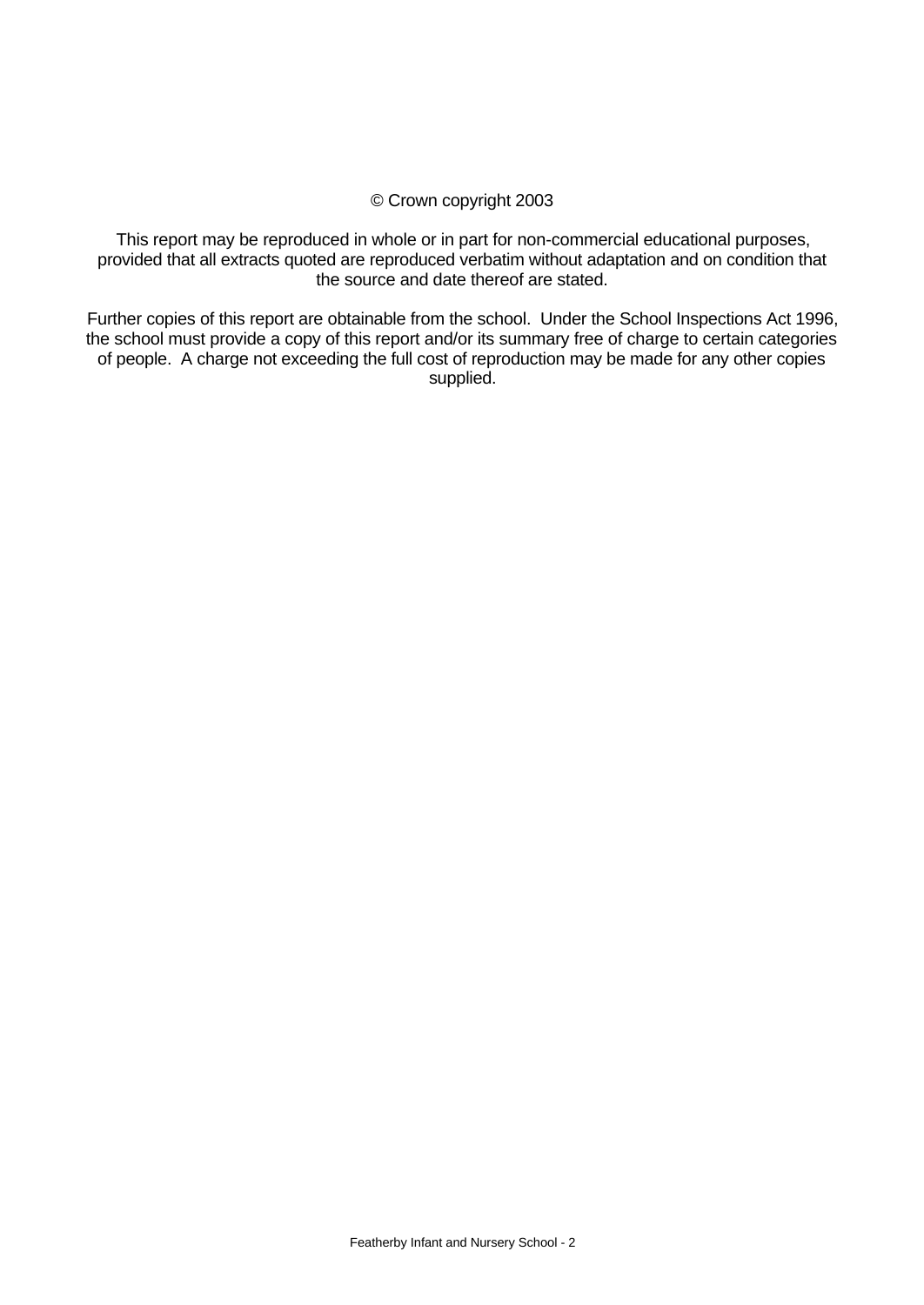© Crown copyright 2003

This report may be reproduced in whole or in part for non-commercial educational purposes, provided that all extracts quoted are reproduced verbatim without adaptation and on condition that the source and date thereof are stated.

Further copies of this report are obtainable from the school. Under the School Inspections Act 1996, the school must provide a copy of this report and/or its summary free of charge to certain categories of people. A charge not exceeding the full cost of reproduction may be made for any other copies supplied.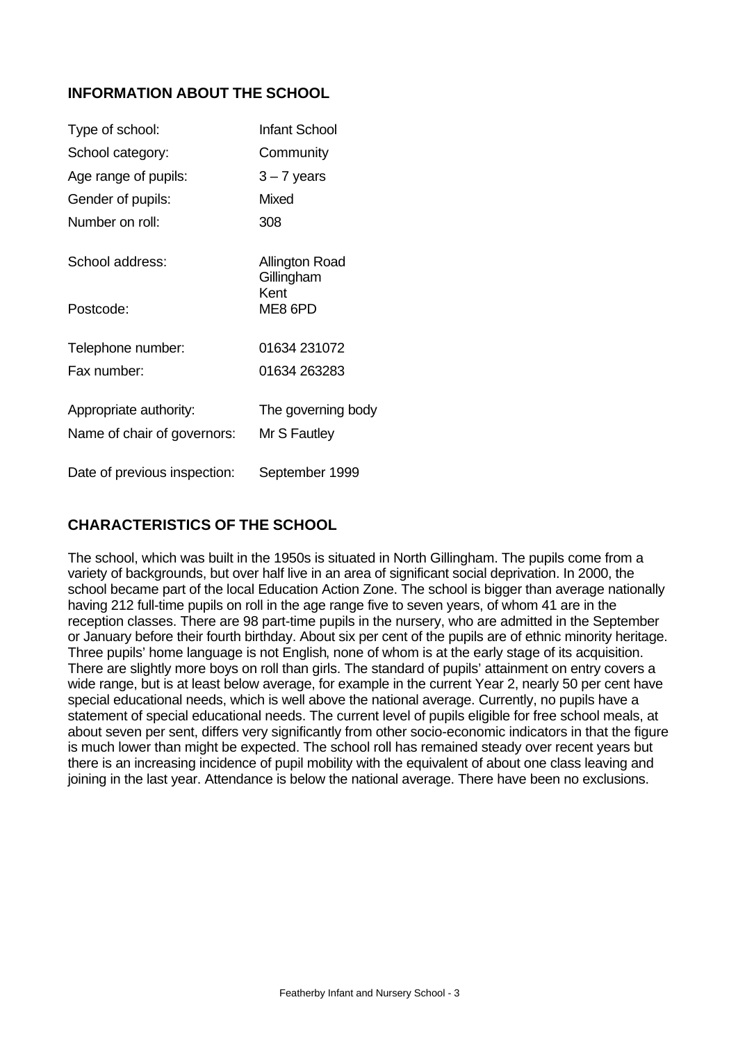## INFORMATION ABOUT THE SCHOOL

| | |
|---|---|
| Type of school: | Infant School |
| School category: | Community |
| Age range of pupils: | 3 – 7 years |
| Gender of pupils: | Mixed |
| Number on roll: | 308 |
| School address: | Allington Road<br>Gillingham<br>Kent |
| Postcode: | ME8 6PD |
| Telephone number: | 01634 231072 |
| Fax number: | 01634 263283 |
| Appropriate authority: | The governing body |
| Name of chair of governors: | Mr S Fautley |
| Date of previous inspection: | September 1999 |

## CHARACTERISTICS OF THE SCHOOL

The school, which was built in the 1950s is situated in North Gillingham. The pupils come from a variety of backgrounds, but over half live in an area of significant social deprivation. In 2000, the school became part of the local Education Action Zone. The school is bigger than average nationally having 212 full-time pupils on roll in the age range five to seven years, of whom 41 are in the reception classes. There are 98 part-time pupils in the nursery, who are admitted in the September or January before their fourth birthday. About six per cent of the pupils are of ethnic minority heritage. Three pupils' home language is not English, none of whom is at the early stage of its acquisition. There are slightly more boys on roll than girls. The standard of pupils' attainment on entry covers a wide range, but is at least below average, for example in the current Year 2, nearly 50 per cent have special educational needs, which is well above the national average. Currently, no pupils have a statement of special educational needs. The current level of pupils eligible for free school meals, at about seven per sent, differs very significantly from other socio-economic indicators in that the figure is much lower than might be expected. The school roll has remained steady over recent years but there is an increasing incidence of pupil mobility with the equivalent of about one class leaving and joining in the last year. Attendance is below the national average. There have been no exclusions.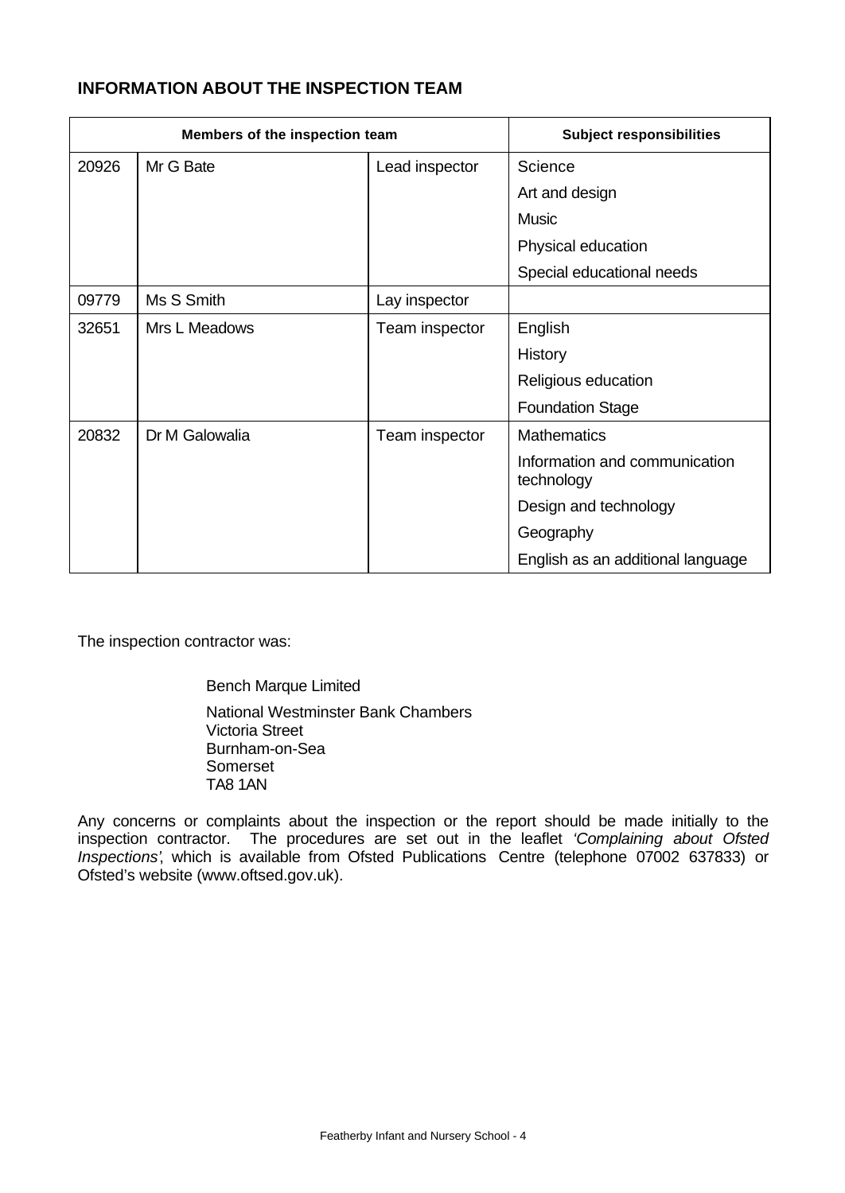## INFORMATION ABOUT THE INSPECTION TEAM

| Members of the inspection team | | | Subject responsibilities |
|---|---|---|---|
| 20926 | Mr G Bate | Lead inspector | Science |
| | | | Art and design |
| | | | Music |
| | | | Physical education |
| | | | Special educational needs |
| 09779 | Ms S Smith | Lay inspector | |
| 32651 | Mrs L Meadows | Team inspector | English |
| | | | History |
| | | | Religious education |
| | | | Foundation Stage |
| 20832 | Dr M Galowalia | Team inspector | Mathematics |
| | | | Information and communication technology |
| | | | Design and technology |
| | | | Geography |
| | | | English as an additional language |

The inspection contractor was:

Bench Marque Limited

National Westminster Bank Chambers
Victoria Street
Burnham-on-Sea
Somerset
TA8 1AN

Any concerns or complaints about the inspection or the report should be made initially to the inspection contractor. The procedures are set out in the leaflet *'Complaining about Ofsted Inspections'*, which is available from Ofsted Publications Centre (telephone 07002 637833) or Ofsted's website (www.oftsed.gov.uk).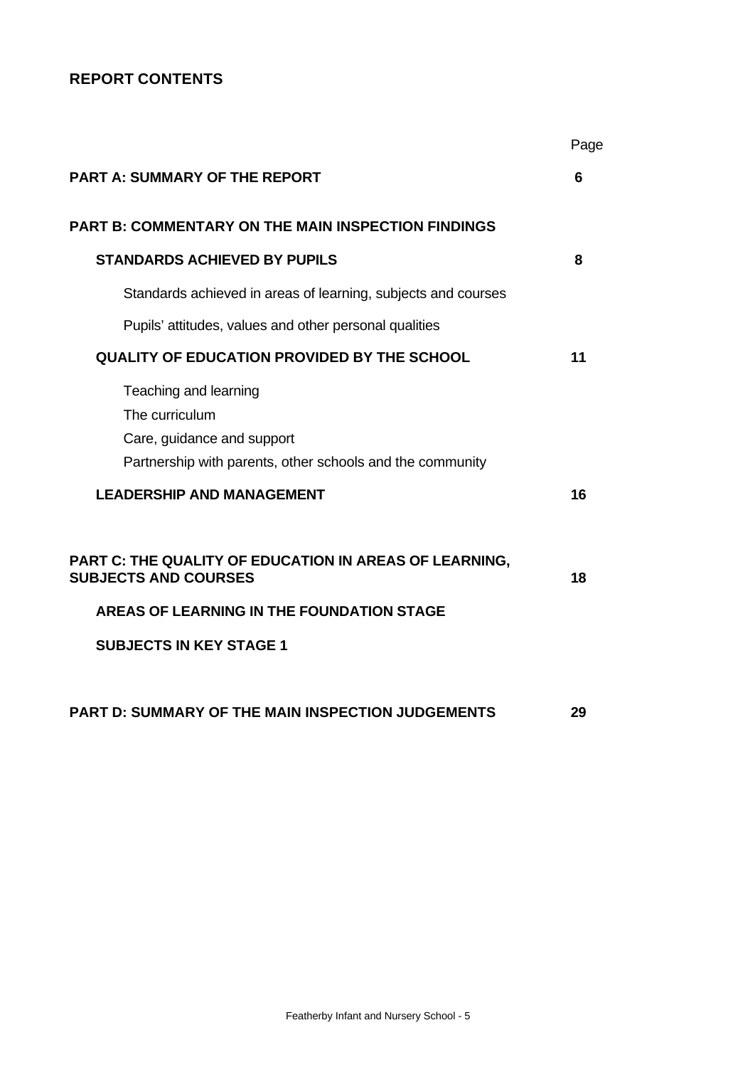## REPORT CONTENTS

| | Page |
|---|---|
| **PART A: SUMMARY OF THE REPORT** | **6** |
| **PART B: COMMENTARY ON THE MAIN INSPECTION FINDINGS** | |
| **STANDARDS ACHIEVED BY PUPILS** | **8** |
| Standards achieved in areas of learning, subjects and courses | |
| Pupils' attitudes, values and other personal qualities | |
| **QUALITY OF EDUCATION PROVIDED BY THE SCHOOL** | **11** |
| Teaching and learning | |
| The curriculum | |
| Care, guidance and support | |
| Partnership with parents, other schools and the community | |
| **LEADERSHIP AND MANAGEMENT** | **16** |
| **PART C: THE QUALITY OF EDUCATION IN AREAS OF LEARNING, SUBJECTS AND COURSES** | **18** |
| **AREAS OF LEARNING IN THE FOUNDATION STAGE** | |
| **SUBJECTS IN KEY STAGE 1** | |
| **PART D: SUMMARY OF THE MAIN INSPECTION JUDGEMENTS** | **29** |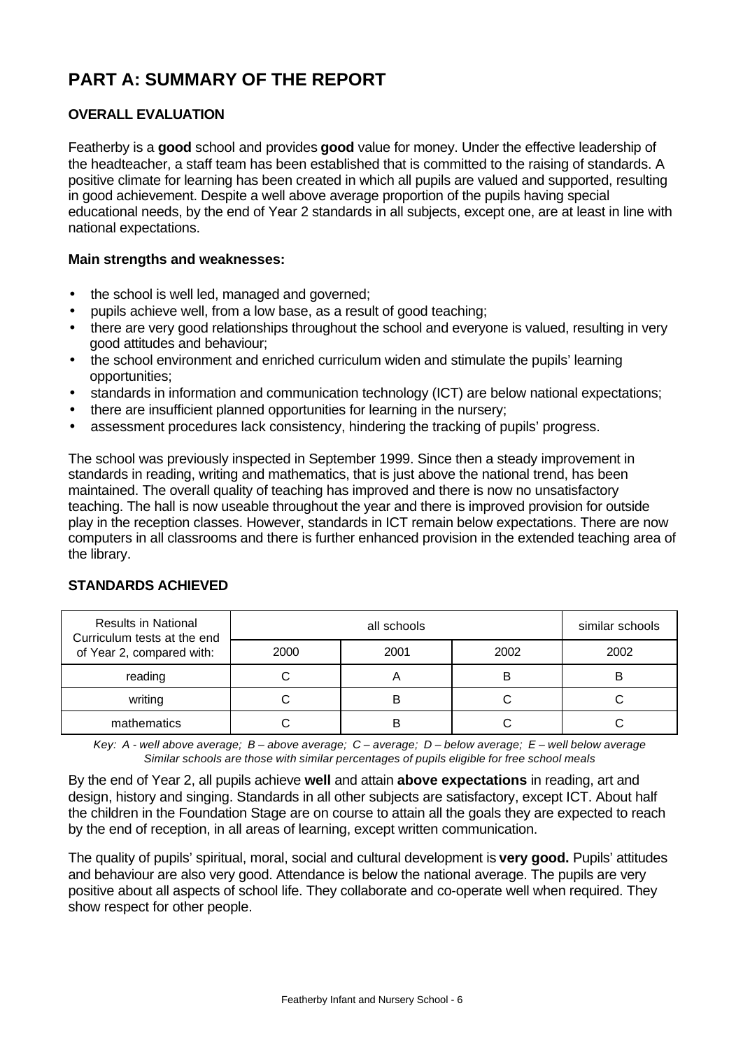# PART A: SUMMARY OF THE REPORT

## OVERALL EVALUATION

Featherby is a **good** school and provides **good** value for money. Under the effective leadership of the headteacher, a staff team has been established that is committed to the raising of standards. A positive climate for learning has been created in which all pupils are valued and supported, resulting in good achievement. Despite a well above average proportion of the pupils having special educational needs, by the end of Year 2 standards in all subjects, except one, are at least in line with national expectations.

**Main strengths and weaknesses:**

- the school is well led, managed and governed;
- pupils achieve well, from a low base, as a result of good teaching;
- there are very good relationships throughout the school and everyone is valued, resulting in very good attitudes and behaviour;
- the school environment and enriched curriculum widen and stimulate the pupils' learning opportunities;
- standards in information and communication technology (ICT) are below national expectations;
- there are insufficient planned opportunities for learning in the nursery;
- assessment procedures lack consistency, hindering the tracking of pupils' progress.

The school was previously inspected in September 1999. Since then a steady improvement in standards in reading, writing and mathematics, that is just above the national trend, has been maintained. The overall quality of teaching has improved and there is now no unsatisfactory teaching. The hall is now useable throughout the year and there is improved provision for outside play in the reception classes. However, standards in ICT remain below expectations. There are now computers in all classrooms and there is further enhanced provision in the extended teaching area of the library.

## STANDARDS ACHIEVED

| Results in National Curriculum tests at the end of Year 2, compared with: | all schools | | | similar schools |
|---|---|---|---|---|
| | 2000 | 2001 | 2002 | 2002 |
| reading | C | A | B | B |
| writing | C | B | C | C |
| mathematics | C | B | C | C |

*Key: A - well above average; B – above average; C – average; D – below average; E – well below average*
*Similar schools are those with similar percentages of pupils eligible for free school meals*

By the end of Year 2, all pupils achieve **well** and attain **above expectations** in reading, art and design, history and singing. Standards in all other subjects are satisfactory, except ICT. About half the children in the Foundation Stage are on course to attain all the goals they are expected to reach by the end of reception, in all areas of learning, except written communication.

The quality of pupils' spiritual, moral, social and cultural development is **very good.** Pupils' attitudes and behaviour are also very good. Attendance is below the national average. The pupils are very positive about all aspects of school life. They collaborate and co-operate well when required. They show respect for other people.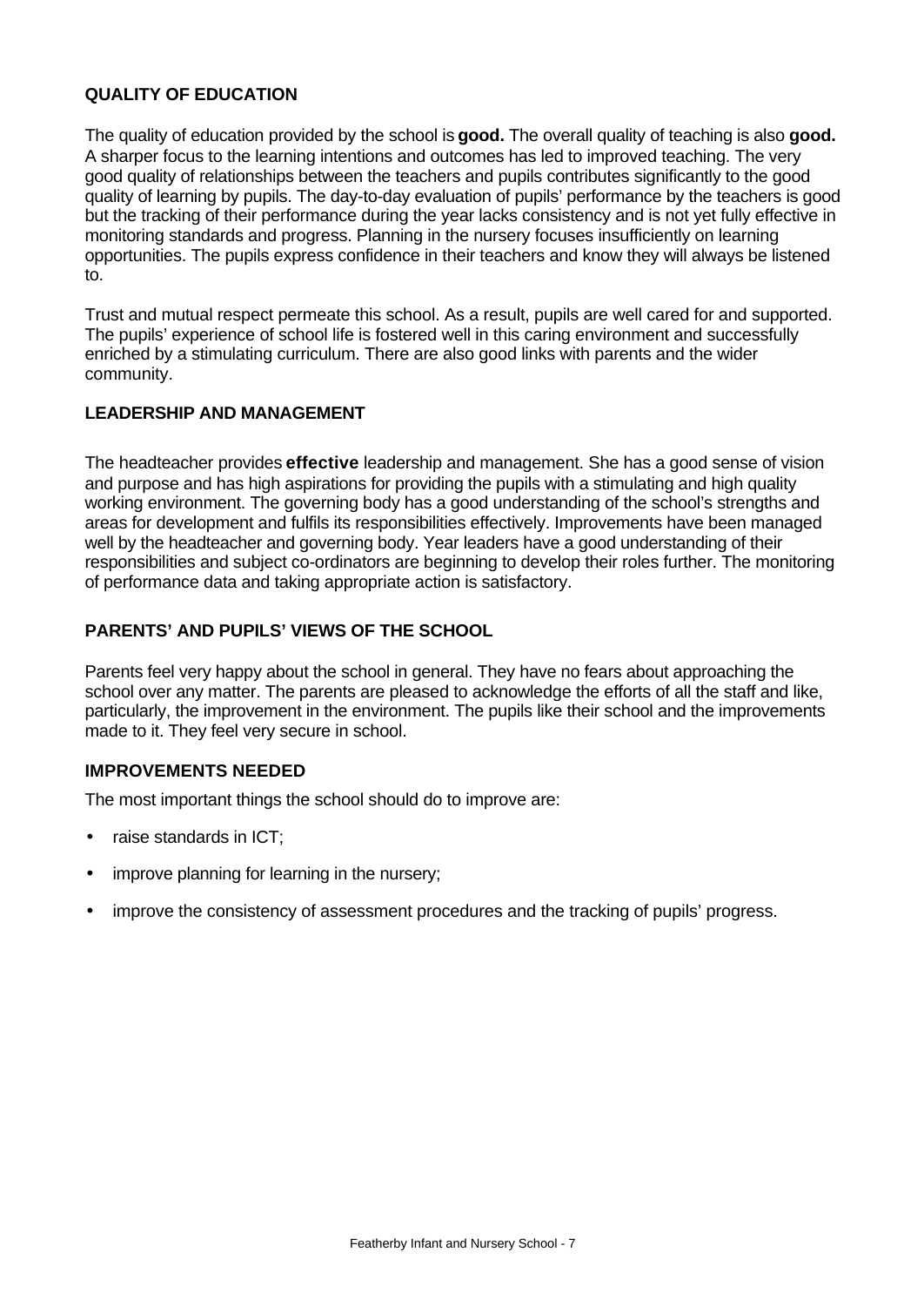## QUALITY OF EDUCATION

The quality of education provided by the school is **good.** The overall quality of teaching is also **good.** A sharper focus to the learning intentions and outcomes has led to improved teaching. The very good quality of relationships between the teachers and pupils contributes significantly to the good quality of learning by pupils. The day-to-day evaluation of pupils' performance by the teachers is good but the tracking of their performance during the year lacks consistency and is not yet fully effective in monitoring standards and progress. Planning in the nursery focuses insufficiently on learning opportunities. The pupils express confidence in their teachers and know they will always be listened to.

Trust and mutual respect permeate this school. As a result, pupils are well cared for and supported. The pupils' experience of school life is fostered well in this caring environment and successfully enriched by a stimulating curriculum. There are also good links with parents and the wider community.

## LEADERSHIP AND MANAGEMENT

The headteacher provides **effective** leadership and management. She has a good sense of vision and purpose and has high aspirations for providing the pupils with a stimulating and high quality working environment. The governing body has a good understanding of the school's strengths and areas for development and fulfils its responsibilities effectively. Improvements have been managed well by the headteacher and governing body. Year leaders have a good understanding of their responsibilities and subject co-ordinators are beginning to develop their roles further. The monitoring of performance data and taking appropriate action is satisfactory.

## PARENTS' AND PUPILS' VIEWS OF THE SCHOOL

Parents feel very happy about the school in general. They have no fears about approaching the school over any matter. The parents are pleased to acknowledge the efforts of all the staff and like, particularly, the improvement in the environment. The pupils like their school and the improvements made to it. They feel very secure in school.

## IMPROVEMENTS NEEDED

The most important things the school should do to improve are:

- raise standards in ICT;
- improve planning for learning in the nursery;
- improve the consistency of assessment procedures and the tracking of pupils' progress.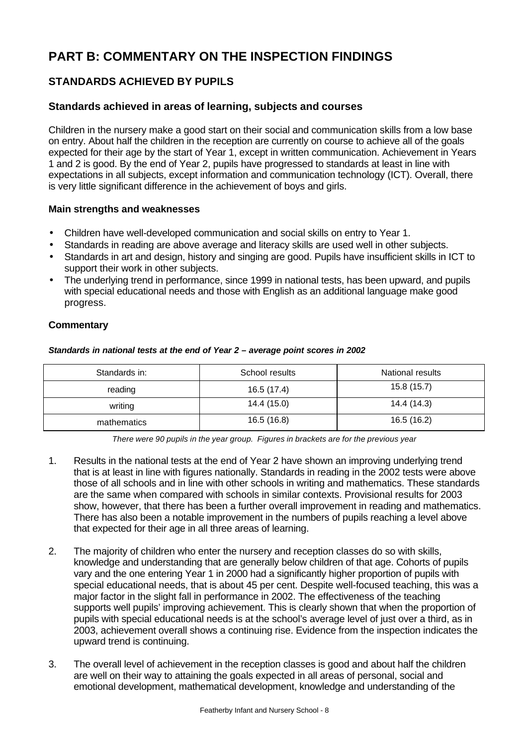# PART B: COMMENTARY ON THE INSPECTION FINDINGS

## STANDARDS ACHIEVED BY PUPILS

### Standards achieved in areas of learning, subjects and courses

Children in the nursery make a good start on their social and communication skills from a low base on entry. About half the children in the reception are currently on course to achieve all of the goals expected for their age by the start of Year 1, except in written communication. Achievement in Years 1 and 2 is good. By the end of Year 2, pupils have progressed to standards at least in line with expectations in all subjects, except information and communication technology (ICT). Overall, there is very little significant difference in the achievement of boys and girls.

**Main strengths and weaknesses**

- Children have well-developed communication and social skills on entry to Year 1.
- Standards in reading are above average and literacy skills are used well in other subjects.
- Standards in art and design, history and singing are good. Pupils have insufficient skills in ICT to support their work in other subjects.
- The underlying trend in performance, since 1999 in national tests, has been upward, and pupils with special educational needs and those with English as an additional language make good progress.

**Commentary**

***Standards in national tests at the end of Year 2 – average point scores in 2002***

| Standards in: | School results | National results |
|---|---|---|
| reading | 16.5 (17.4) | 15.8 (15.7) |
| writing | 14.4 (15.0) | 14.4 (14.3) |
| mathematics | 16.5 (16.8) | 16.5 (16.2) |

*There were 90 pupils in the year group. Figures in brackets are for the previous year*

1. Results in the national tests at the end of Year 2 have shown an improving underlying trend that is at least in line with figures nationally. Standards in reading in the 2002 tests were above those of all schools and in line with other schools in writing and mathematics. These standards are the same when compared with schools in similar contexts. Provisional results for 2003 show, however, that there has been a further overall improvement in reading and mathematics. There has also been a notable improvement in the numbers of pupils reaching a level above that expected for their age in all three areas of learning.

2. The majority of children who enter the nursery and reception classes do so with skills, knowledge and understanding that are generally below children of that age. Cohorts of pupils vary and the one entering Year 1 in 2000 had a significantly higher proportion of pupils with special educational needs, that is about 45 per cent. Despite well-focused teaching, this was a major factor in the slight fall in performance in 2002. The effectiveness of the teaching supports well pupils' improving achievement. This is clearly shown that when the proportion of pupils with special educational needs is at the school's average level of just over a third, as in 2003, achievement overall shows a continuing rise. Evidence from the inspection indicates the upward trend is continuing.

3. The overall level of achievement in the reception classes is good and about half the children are well on their way to attaining the goals expected in all areas of personal, social and emotional development, mathematical development, knowledge and understanding of the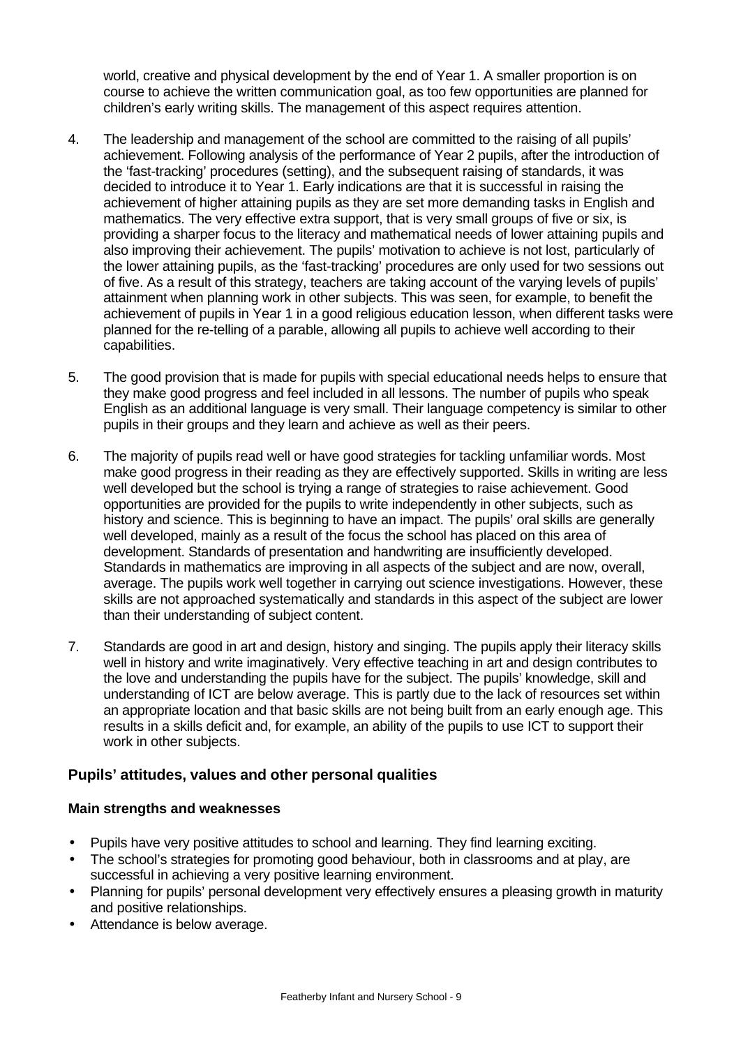world, creative and physical development by the end of Year 1. A smaller proportion is on course to achieve the written communication goal, as too few opportunities are planned for children's early writing skills. The management of this aspect requires attention.

4. The leadership and management of the school are committed to the raising of all pupils' achievement. Following analysis of the performance of Year 2 pupils, after the introduction of the 'fast-tracking' procedures (setting), and the subsequent raising of standards, it was decided to introduce it to Year 1. Early indications are that it is successful in raising the achievement of higher attaining pupils as they are set more demanding tasks in English and mathematics. The very effective extra support, that is very small groups of five or six, is providing a sharper focus to the literacy and mathematical needs of lower attaining pupils and also improving their achievement. The pupils' motivation to achieve is not lost, particularly of the lower attaining pupils, as the 'fast-tracking' procedures are only used for two sessions out of five. As a result of this strategy, teachers are taking account of the varying levels of pupils' attainment when planning work in other subjects. This was seen, for example, to benefit the achievement of pupils in Year 1 in a good religious education lesson, when different tasks were planned for the re-telling of a parable, allowing all pupils to achieve well according to their capabilities.

5. The good provision that is made for pupils with special educational needs helps to ensure that they make good progress and feel included in all lessons. The number of pupils who speak English as an additional language is very small. Their language competency is similar to other pupils in their groups and they learn and achieve as well as their peers.

6. The majority of pupils read well or have good strategies for tackling unfamiliar words. Most make good progress in their reading as they are effectively supported. Skills in writing are less well developed but the school is trying a range of strategies to raise achievement. Good opportunities are provided for the pupils to write independently in other subjects, such as history and science. This is beginning to have an impact. The pupils' oral skills are generally well developed, mainly as a result of the focus the school has placed on this area of development. Standards of presentation and handwriting are insufficiently developed. Standards in mathematics are improving in all aspects of the subject and are now, overall, average. The pupils work well together in carrying out science investigations. However, these skills are not approached systematically and standards in this aspect of the subject are lower than their understanding of subject content.

7. Standards are good in art and design, history and singing. The pupils apply their literacy skills well in history and write imaginatively. Very effective teaching in art and design contributes to the love and understanding the pupils have for the subject. The pupils' knowledge, skill and understanding of ICT are below average. This is partly due to the lack of resources set within an appropriate location and that basic skills are not being built from an early enough age. This results in a skills deficit and, for example, an ability of the pupils to use ICT to support their work in other subjects.

## Pupils' attitudes, values and other personal qualities

### Main strengths and weaknesses

- Pupils have very positive attitudes to school and learning. They find learning exciting.
- The school's strategies for promoting good behaviour, both in classrooms and at play, are successful in achieving a very positive learning environment.
- Planning for pupils' personal development very effectively ensures a pleasing growth in maturity and positive relationships.
- Attendance is below average.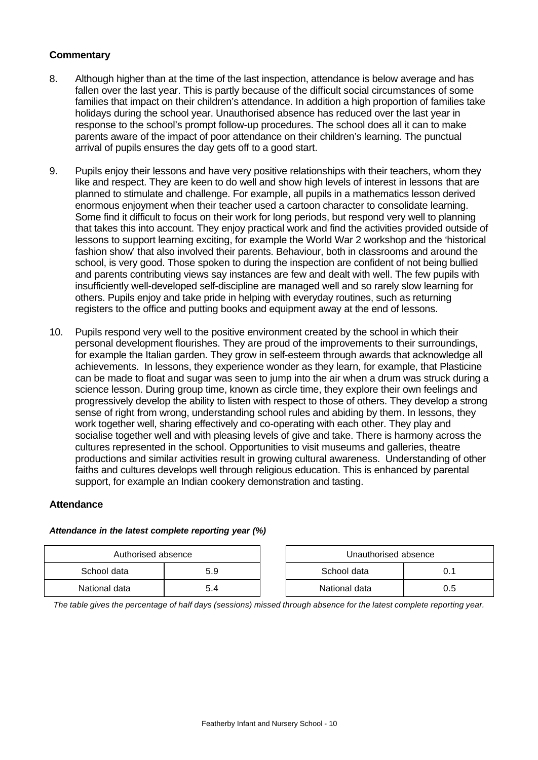### Commentary

8. Although higher than at the time of the last inspection, attendance is below average and has fallen over the last year. This is partly because of the difficult social circumstances of some families that impact on their children's attendance. In addition a high proportion of families take holidays during the school year. Unauthorised absence has reduced over the last year in response to the school's prompt follow-up procedures. The school does all it can to make parents aware of the impact of poor attendance on their children's learning. The punctual arrival of pupils ensures the day gets off to a good start.

9. Pupils enjoy their lessons and have very positive relationships with their teachers, whom they like and respect. They are keen to do well and show high levels of interest in lessons that are planned to stimulate and challenge. For example, all pupils in a mathematics lesson derived enormous enjoyment when their teacher used a cartoon character to consolidate learning. Some find it difficult to focus on their work for long periods, but respond very well to planning that takes this into account. They enjoy practical work and find the activities provided outside of lessons to support learning exciting, for example the World War 2 workshop and the 'historical fashion show' that also involved their parents. Behaviour, both in classrooms and around the school, is very good. Those spoken to during the inspection are confident of not being bullied and parents contributing views say instances are few and dealt with well. The few pupils with insufficiently well-developed self-discipline are managed well and so rarely slow learning for others. Pupils enjoy and take pride in helping with everyday routines, such as returning registers to the office and putting books and equipment away at the end of lessons.

10. Pupils respond very well to the positive environment created by the school in which their personal development flourishes. They are proud of the improvements to their surroundings, for example the Italian garden. They grow in self-esteem through awards that acknowledge all achievements. In lessons, they experience wonder as they learn, for example, that Plasticine can be made to float and sugar was seen to jump into the air when a drum was struck during a science lesson. During group time, known as circle time, they explore their own feelings and progressively develop the ability to listen with respect to those of others. They develop a strong sense of right from wrong, understanding school rules and abiding by them. In lessons, they work together well, sharing effectively and co-operating with each other. They play and socialise together well and with pleasing levels of give and take. There is harmony across the cultures represented in the school. Opportunities to visit museums and galleries, theatre productions and similar activities result in growing cultural awareness. Understanding of other faiths and cultures develops well through religious education. This is enhanced by parental support, for example an Indian cookery demonstration and tasting.

### Attendance

***Attendance in the latest complete reporting year (%)***

| Authorised absence | |
|---|---|
| School data | 5.9 |
| National data | 5.4 |

| Unauthorised absence | |
|---|---|
| School data | 0.1 |
| National data | 0.5 |

*The table gives the percentage of half days (sessions) missed through absence for the latest complete reporting year.*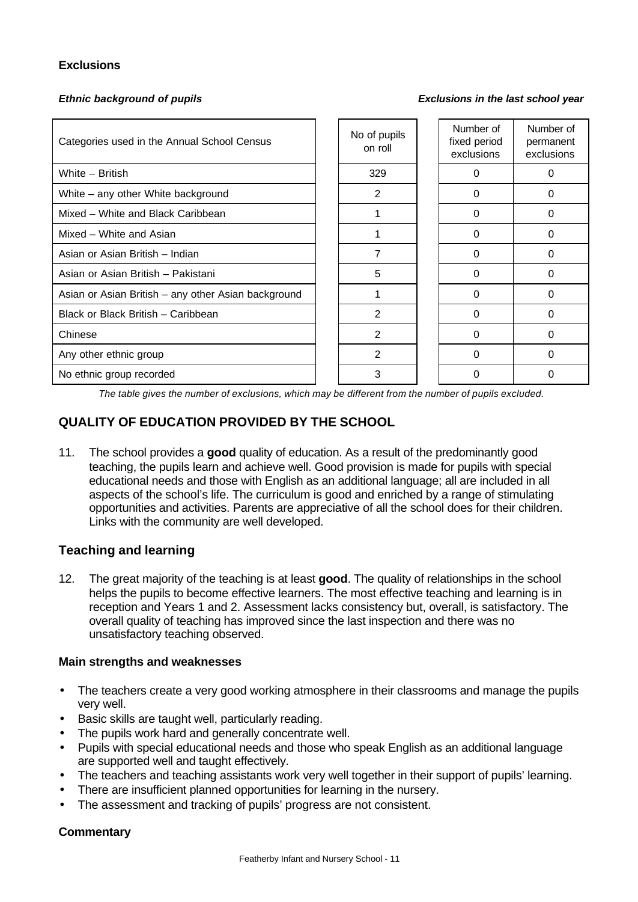### Exclusions

***Ethnic background of pupils*** ***Exclusions in the last school year***

| Categories used in the Annual School Census | No of pupils on roll | Number of fixed period exclusions | Number of permanent exclusions |
|---|---|---|---|
| White – British | 329 | 0 | 0 |
| White – any other White background | 2 | 0 | 0 |
| Mixed – White and Black Caribbean | 1 | 0 | 0 |
| Mixed – White and Asian | 1 | 0 | 0 |
| Asian or Asian British – Indian | 7 | 0 | 0 |
| Asian or Asian British – Pakistani | 5 | 0 | 0 |
| Asian or Asian British – any other Asian background | 1 | 0 | 0 |
| Black or Black British – Caribbean | 2 | 0 | 0 |
| Chinese | 2 | 0 | 0 |
| Any other ethnic group | 2 | 0 | 0 |
| No ethnic group recorded | 3 | 0 | 0 |

*The table gives the number of exclusions, which may be different from the number of pupils excluded.*

## QUALITY OF EDUCATION PROVIDED BY THE SCHOOL

11. The school provides a **good** quality of education. As a result of the predominantly good teaching, the pupils learn and achieve well. Good provision is made for pupils with special educational needs and those with English as an additional language; all are included in all aspects of the school's life. The curriculum is good and enriched by a range of stimulating opportunities and activities. Parents are appreciative of all the school does for their children. Links with the community are well developed.

### Teaching and learning

12. The great majority of the teaching is at least **good**. The quality of relationships in the school helps the pupils to become effective learners. The most effective teaching and learning is in reception and Years 1 and 2. Assessment lacks consistency but, overall, is satisfactory. The overall quality of teaching has improved since the last inspection and there was no unsatisfactory teaching observed.

#### Main strengths and weaknesses

- The teachers create a very good working atmosphere in their classrooms and manage the pupils very well.
- Basic skills are taught well, particularly reading.
- The pupils work hard and generally concentrate well.
- Pupils with special educational needs and those who speak English as an additional language are supported well and taught effectively.
- The teachers and teaching assistants work very well together in their support of pupils' learning.
- There are insufficient planned opportunities for learning in the nursery.
- The assessment and tracking of pupils' progress are not consistent.

#### Commentary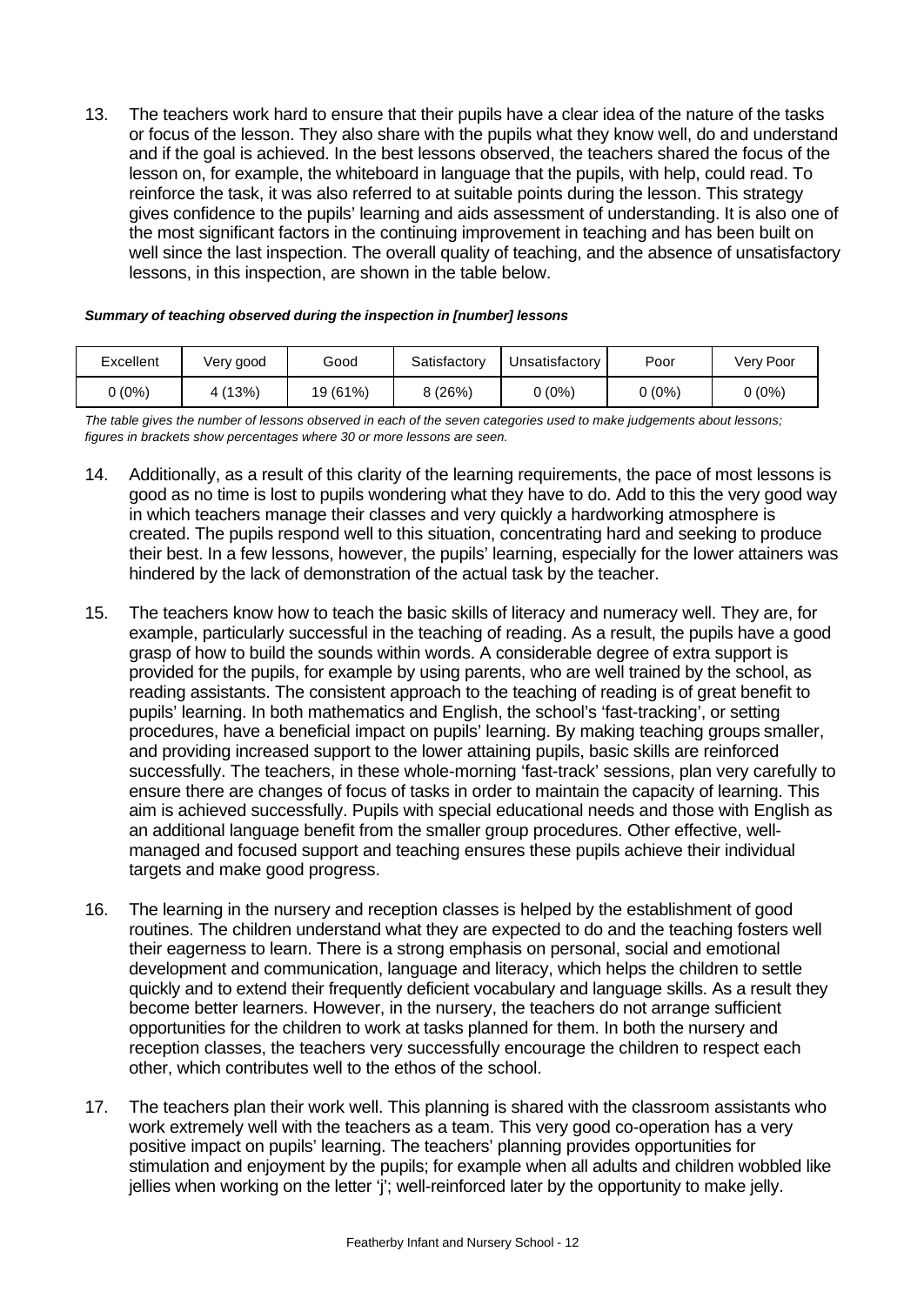13. The teachers work hard to ensure that their pupils have a clear idea of the nature of the tasks or focus of the lesson. They also share with the pupils what they know well, do and understand and if the goal is achieved. In the best lessons observed, the teachers shared the focus of the lesson on, for example, the whiteboard in language that the pupils, with help, could read. To reinforce the task, it was also referred to at suitable points during the lesson. This strategy gives confidence to the pupils' learning and aids assessment of understanding. It is also one of the most significant factors in the continuing improvement in teaching and has been built on well since the last inspection. The overall quality of teaching, and the absence of unsatisfactory lessons, in this inspection, are shown in the table below.

***Summary of teaching observed during the inspection in [number] lessons***

| Excellent | Very good | Good | Satisfactory | Unsatisfactory | Poor | Very Poor |
|---|---|---|---|---|---|---|
| 0 (0%) | 4 (13%) | 19 (61%) | 8 (26%) | 0 (0%) | 0 (0%) | 0 (0%) |

*The table gives the number of lessons observed in each of the seven categories used to make judgements about lessons; figures in brackets show percentages where 30 or more lessons are seen.*

14. Additionally, as a result of this clarity of the learning requirements, the pace of most lessons is good as no time is lost to pupils wondering what they have to do. Add to this the very good way in which teachers manage their classes and very quickly a hardworking atmosphere is created. The pupils respond well to this situation, concentrating hard and seeking to produce their best. In a few lessons, however, the pupils' learning, especially for the lower attainers was hindered by the lack of demonstration of the actual task by the teacher.

15. The teachers know how to teach the basic skills of literacy and numeracy well. They are, for example, particularly successful in the teaching of reading. As a result, the pupils have a good grasp of how to build the sounds within words. A considerable degree of extra support is provided for the pupils, for example by using parents, who are well trained by the school, as reading assistants. The consistent approach to the teaching of reading is of great benefit to pupils' learning. In both mathematics and English, the school's 'fast-tracking', or setting procedures, have a beneficial impact on pupils' learning. By making teaching groups smaller, and providing increased support to the lower attaining pupils, basic skills are reinforced successfully. The teachers, in these whole-morning 'fast-track' sessions, plan very carefully to ensure there are changes of focus of tasks in order to maintain the capacity of learning. This aim is achieved successfully. Pupils with special educational needs and those with English as an additional language benefit from the smaller group procedures. Other effective, well-managed and focused support and teaching ensures these pupils achieve their individual targets and make good progress.

16. The learning in the nursery and reception classes is helped by the establishment of good routines. The children understand what they are expected to do and the teaching fosters well their eagerness to learn. There is a strong emphasis on personal, social and emotional development and communication, language and literacy, which helps the children to settle quickly and to extend their frequently deficient vocabulary and language skills. As a result they become better learners. However, in the nursery, the teachers do not arrange sufficient opportunities for the children to work at tasks planned for them. In both the nursery and reception classes, the teachers very successfully encourage the children to respect each other, which contributes well to the ethos of the school.

17. The teachers plan their work well. This planning is shared with the classroom assistants who work extremely well with the teachers as a team. This very good co-operation has a very positive impact on pupils' learning. The teachers' planning provides opportunities for stimulation and enjoyment by the pupils; for example when all adults and children wobbled like jellies when working on the letter 'j'; well-reinforced later by the opportunity to make jelly.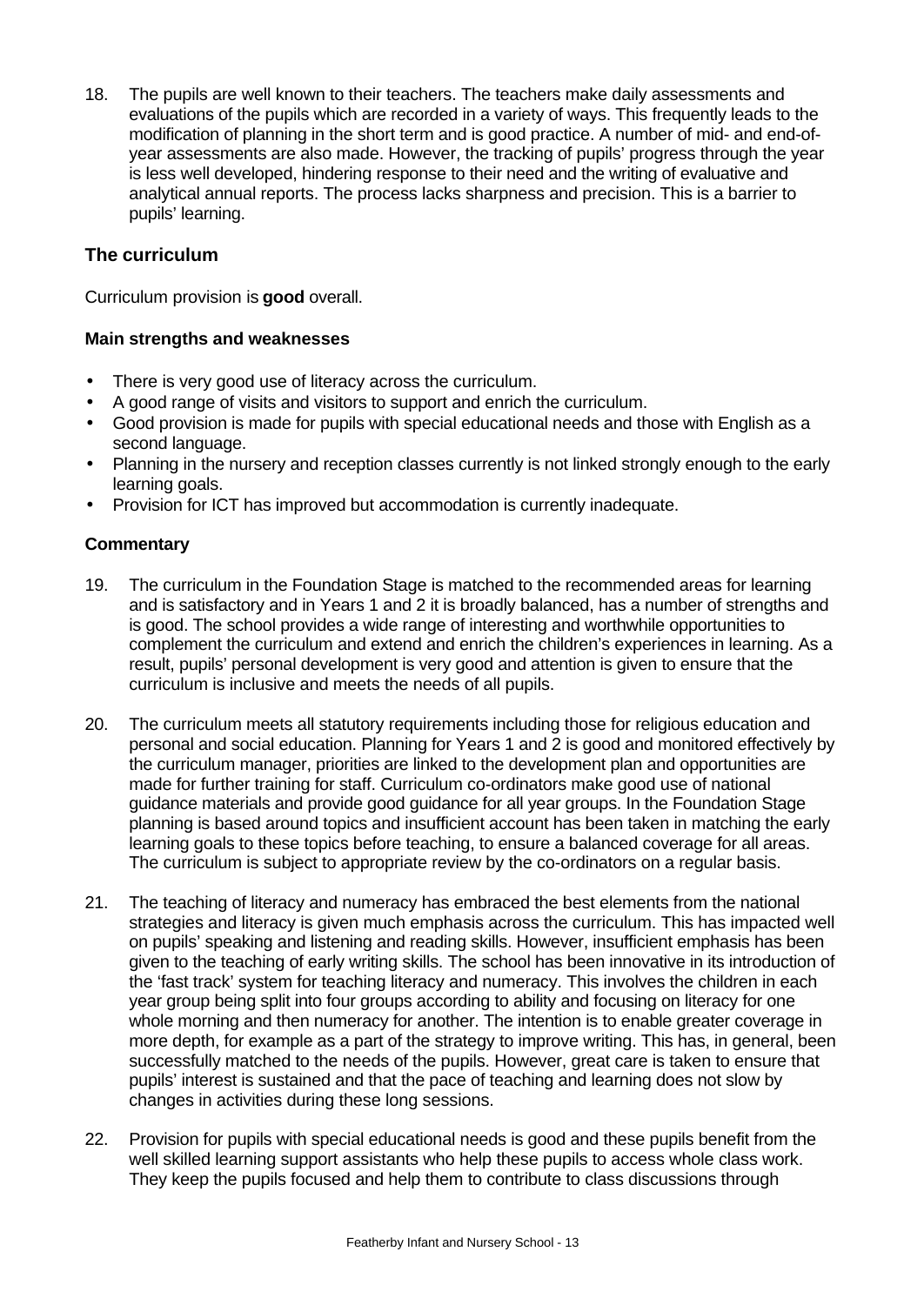18. The pupils are well known to their teachers. The teachers make daily assessments and evaluations of the pupils which are recorded in a variety of ways. This frequently leads to the modification of planning in the short term and is good practice. A number of mid- and end-of-year assessments are also made. However, the tracking of pupils' progress through the year is less well developed, hindering response to their need and the writing of evaluative and analytical annual reports. The process lacks sharpness and precision. This is a barrier to pupils' learning.

### The curriculum

Curriculum provision is **good** overall.

#### Main strengths and weaknesses

- There is very good use of literacy across the curriculum.
- A good range of visits and visitors to support and enrich the curriculum.
- Good provision is made for pupils with special educational needs and those with English as a second language.
- Planning in the nursery and reception classes currently is not linked strongly enough to the early learning goals.
- Provision for ICT has improved but accommodation is currently inadequate.

#### Commentary

19. The curriculum in the Foundation Stage is matched to the recommended areas for learning and is satisfactory and in Years 1 and 2 it is broadly balanced, has a number of strengths and is good. The school provides a wide range of interesting and worthwhile opportunities to complement the curriculum and extend and enrich the children's experiences in learning. As a result, pupils' personal development is very good and attention is given to ensure that the curriculum is inclusive and meets the needs of all pupils.

20. The curriculum meets all statutory requirements including those for religious education and personal and social education. Planning for Years 1 and 2 is good and monitored effectively by the curriculum manager, priorities are linked to the development plan and opportunities are made for further training for staff. Curriculum co-ordinators make good use of national guidance materials and provide good guidance for all year groups. In the Foundation Stage planning is based around topics and insufficient account has been taken in matching the early learning goals to these topics before teaching, to ensure a balanced coverage for all areas. The curriculum is subject to appropriate review by the co-ordinators on a regular basis.

21. The teaching of literacy and numeracy has embraced the best elements from the national strategies and literacy is given much emphasis across the curriculum. This has impacted well on pupils' speaking and listening and reading skills. However, insufficient emphasis has been given to the teaching of early writing skills. The school has been innovative in its introduction of the 'fast track' system for teaching literacy and numeracy. This involves the children in each year group being split into four groups according to ability and focusing on literacy for one whole morning and then numeracy for another. The intention is to enable greater coverage in more depth, for example as a part of the strategy to improve writing. This has, in general, been successfully matched to the needs of the pupils. However, great care is taken to ensure that pupils' interest is sustained and that the pace of teaching and learning does not slow by changes in activities during these long sessions.

22. Provision for pupils with special educational needs is good and these pupils benefit from the well skilled learning support assistants who help these pupils to access whole class work. They keep the pupils focused and help them to contribute to class discussions through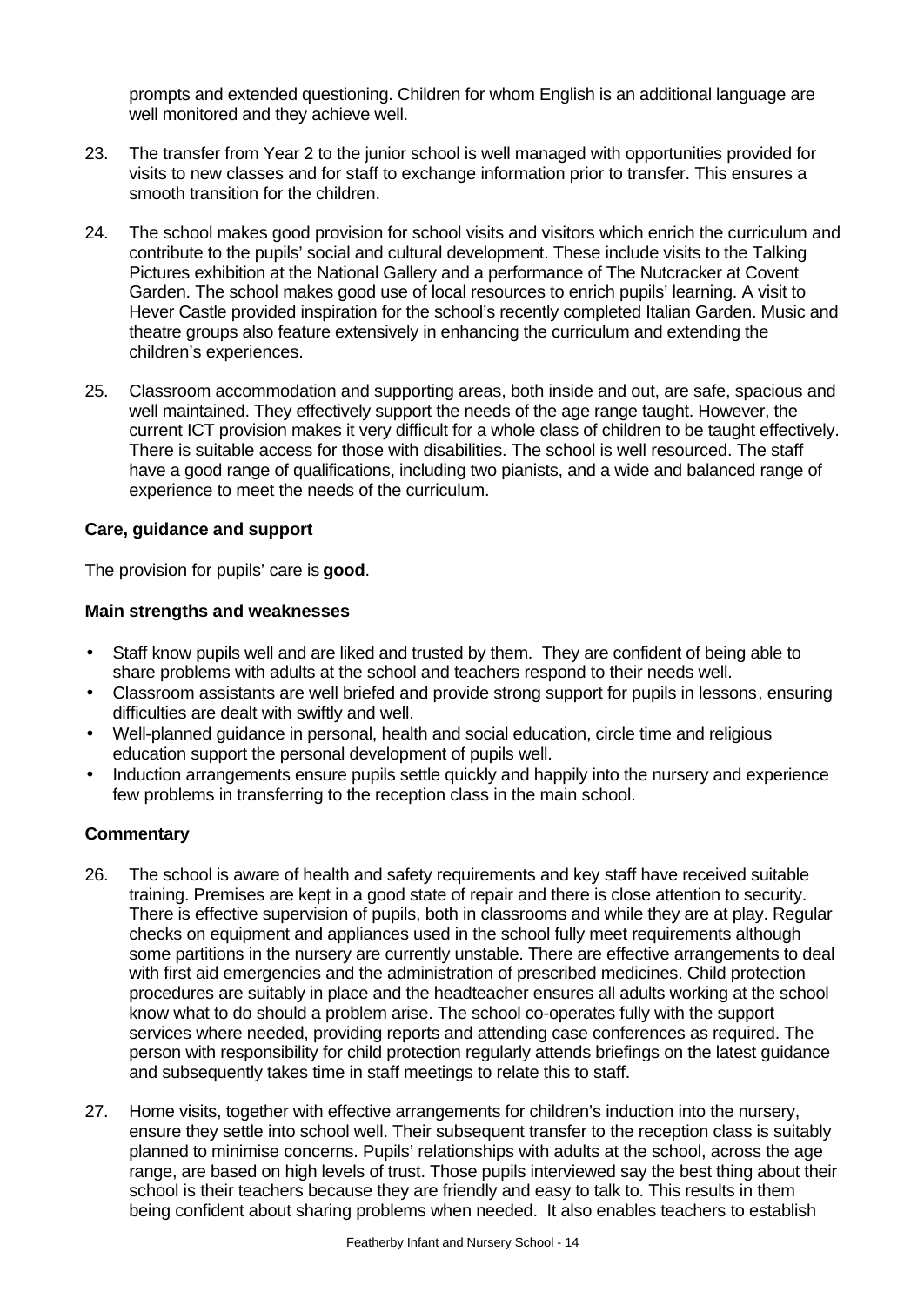prompts and extended questioning. Children for whom English is an additional language are well monitored and they achieve well.

23. The transfer from Year 2 to the junior school is well managed with opportunities provided for visits to new classes and for staff to exchange information prior to transfer. This ensures a smooth transition for the children.

24. The school makes good provision for school visits and visitors which enrich the curriculum and contribute to the pupils' social and cultural development. These include visits to the Talking Pictures exhibition at the National Gallery and a performance of The Nutcracker at Covent Garden. The school makes good use of local resources to enrich pupils' learning. A visit to Hever Castle provided inspiration for the school's recently completed Italian Garden. Music and theatre groups also feature extensively in enhancing the curriculum and extending the children's experiences.

25. Classroom accommodation and supporting areas, both inside and out, are safe, spacious and well maintained. They effectively support the needs of the age range taught. However, the current ICT provision makes it very difficult for a whole class of children to be taught effectively. There is suitable access for those with disabilities. The school is well resourced. The staff have a good range of qualifications, including two pianists, and a wide and balanced range of experience to meet the needs of the curriculum.

### Care, guidance and support

The provision for pupils' care is **good**.

### Main strengths and weaknesses

- Staff know pupils well and are liked and trusted by them. They are confident of being able to share problems with adults at the school and teachers respond to their needs well.
- Classroom assistants are well briefed and provide strong support for pupils in lessons, ensuring difficulties are dealt with swiftly and well.
- Well-planned guidance in personal, health and social education, circle time and religious education support the personal development of pupils well.
- Induction arrangements ensure pupils settle quickly and happily into the nursery and experience few problems in transferring to the reception class in the main school.

### Commentary

26. The school is aware of health and safety requirements and key staff have received suitable training. Premises are kept in a good state of repair and there is close attention to security. There is effective supervision of pupils, both in classrooms and while they are at play. Regular checks on equipment and appliances used in the school fully meet requirements although some partitions in the nursery are currently unstable. There are effective arrangements to deal with first aid emergencies and the administration of prescribed medicines. Child protection procedures are suitably in place and the headteacher ensures all adults working at the school know what to do should a problem arise. The school co-operates fully with the support services where needed, providing reports and attending case conferences as required. The person with responsibility for child protection regularly attends briefings on the latest guidance and subsequently takes time in staff meetings to relate this to staff.

27. Home visits, together with effective arrangements for children's induction into the nursery, ensure they settle into school well. Their subsequent transfer to the reception class is suitably planned to minimise concerns. Pupils' relationships with adults at the school, across the age range, are based on high levels of trust. Those pupils interviewed say the best thing about their school is their teachers because they are friendly and easy to talk to. This results in them being confident about sharing problems when needed. It also enables teachers to establish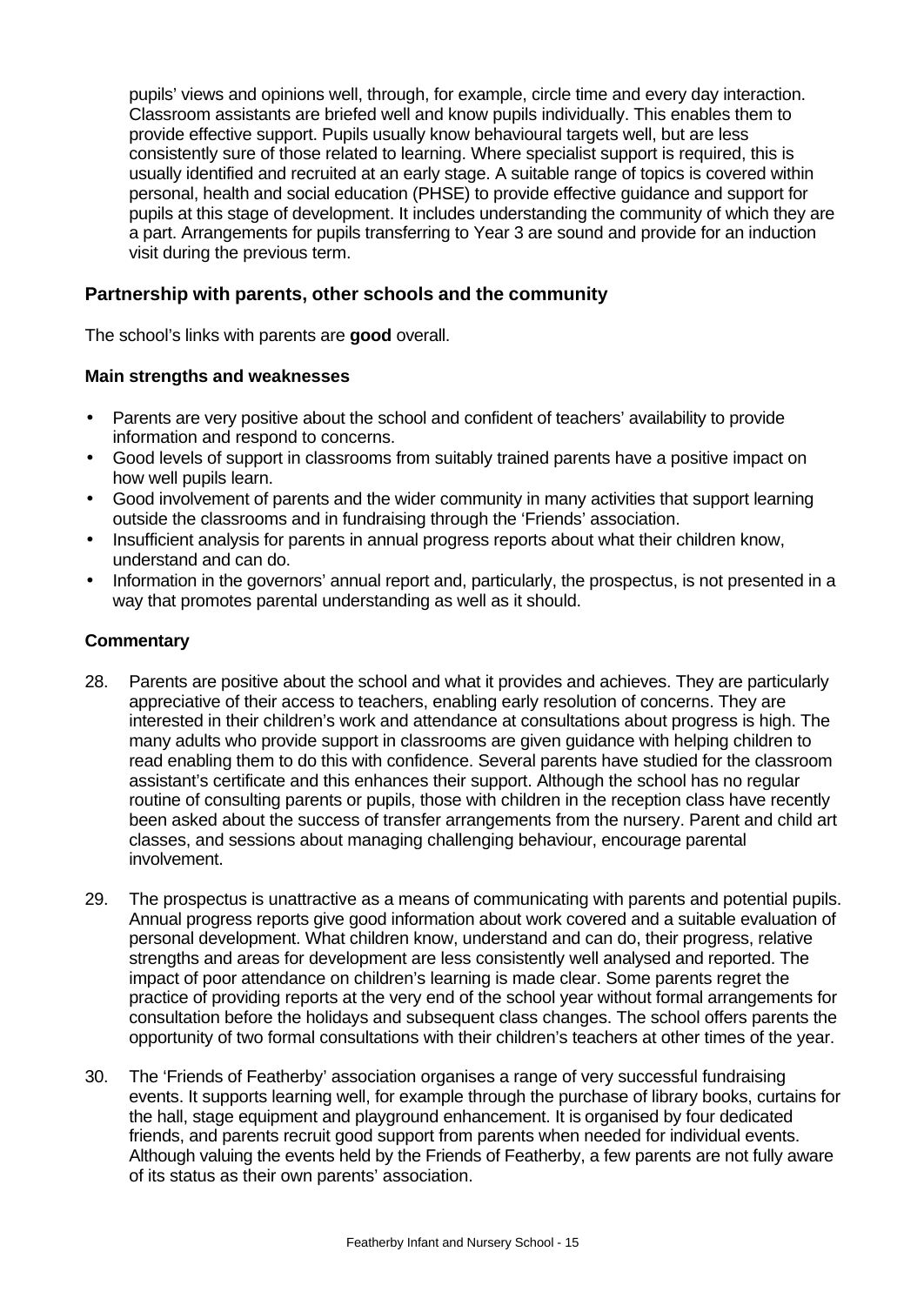pupils' views and opinions well, through, for example, circle time and every day interaction. Classroom assistants are briefed well and know pupils individually. This enables them to provide effective support. Pupils usually know behavioural targets well, but are less consistently sure of those related to learning. Where specialist support is required, this is usually identified and recruited at an early stage. A suitable range of topics is covered within personal, health and social education (PHSE) to provide effective guidance and support for pupils at this stage of development. It includes understanding the community of which they are a part. Arrangements for pupils transferring to Year 3 are sound and provide for an induction visit during the previous term.

### Partnership with parents, other schools and the community

The school's links with parents are **good** overall.

#### Main strengths and weaknesses

- Parents are very positive about the school and confident of teachers' availability to provide information and respond to concerns.
- Good levels of support in classrooms from suitably trained parents have a positive impact on how well pupils learn.
- Good involvement of parents and the wider community in many activities that support learning outside the classrooms and in fundraising through the 'Friends' association.
- Insufficient analysis for parents in annual progress reports about what their children know, understand and can do.
- Information in the governors' annual report and, particularly, the prospectus, is not presented in a way that promotes parental understanding as well as it should.

#### Commentary

28. Parents are positive about the school and what it provides and achieves. They are particularly appreciative of their access to teachers, enabling early resolution of concerns. They are interested in their children's work and attendance at consultations about progress is high. The many adults who provide support in classrooms are given guidance with helping children to read enabling them to do this with confidence. Several parents have studied for the classroom assistant's certificate and this enhances their support. Although the school has no regular routine of consulting parents or pupils, those with children in the reception class have recently been asked about the success of transfer arrangements from the nursery. Parent and child art classes, and sessions about managing challenging behaviour, encourage parental involvement.

29. The prospectus is unattractive as a means of communicating with parents and potential pupils. Annual progress reports give good information about work covered and a suitable evaluation of personal development. What children know, understand and can do, their progress, relative strengths and areas for development are less consistently well analysed and reported. The impact of poor attendance on children's learning is made clear. Some parents regret the practice of providing reports at the very end of the school year without formal arrangements for consultation before the holidays and subsequent class changes. The school offers parents the opportunity of two formal consultations with their children's teachers at other times of the year.

30. The 'Friends of Featherby' association organises a range of very successful fundraising events. It supports learning well, for example through the purchase of library books, curtains for the hall, stage equipment and playground enhancement. It is organised by four dedicated friends, and parents recruit good support from parents when needed for individual events. Although valuing the events held by the Friends of Featherby, a few parents are not fully aware of its status as their own parents' association.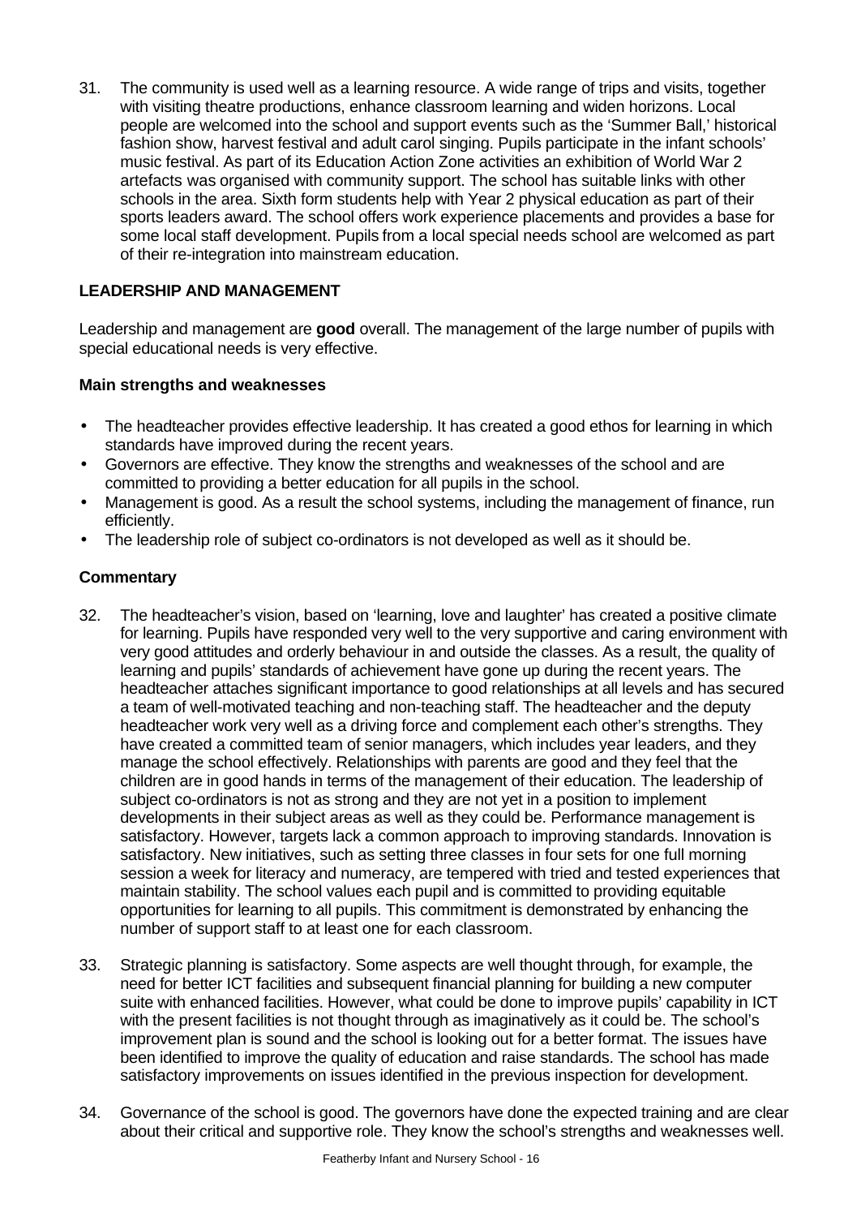31. The community is used well as a learning resource. A wide range of trips and visits, together with visiting theatre productions, enhance classroom learning and widen horizons. Local people are welcomed into the school and support events such as the 'Summer Ball,' historical fashion show, harvest festival and adult carol singing. Pupils participate in the infant schools' music festival. As part of its Education Action Zone activities an exhibition of World War 2 artefacts was organised with community support. The school has suitable links with other schools in the area. Sixth form students help with Year 2 physical education as part of their sports leaders award. The school offers work experience placements and provides a base for some local staff development. Pupils from a local special needs school are welcomed as part of their re-integration into mainstream education.

## LEADERSHIP AND MANAGEMENT

Leadership and management are **good** overall. The management of the large number of pupils with special educational needs is very effective.

### Main strengths and weaknesses

- The headteacher provides effective leadership. It has created a good ethos for learning in which standards have improved during the recent years.
- Governors are effective. They know the strengths and weaknesses of the school and are committed to providing a better education for all pupils in the school.
- Management is good. As a result the school systems, including the management of finance, run efficiently.
- The leadership role of subject co-ordinators is not developed as well as it should be.

### Commentary

32. The headteacher's vision, based on 'learning, love and laughter' has created a positive climate for learning. Pupils have responded very well to the very supportive and caring environment with very good attitudes and orderly behaviour in and outside the classes. As a result, the quality of learning and pupils' standards of achievement have gone up during the recent years. The headteacher attaches significant importance to good relationships at all levels and has secured a team of well-motivated teaching and non-teaching staff. The headteacher and the deputy headteacher work very well as a driving force and complement each other's strengths. They have created a committed team of senior managers, which includes year leaders, and they manage the school effectively. Relationships with parents are good and they feel that the children are in good hands in terms of the management of their education. The leadership of subject co-ordinators is not as strong and they are not yet in a position to implement developments in their subject areas as well as they could be. Performance management is satisfactory. However, targets lack a common approach to improving standards. Innovation is satisfactory. New initiatives, such as setting three classes in four sets for one full morning session a week for literacy and numeracy, are tempered with tried and tested experiences that maintain stability. The school values each pupil and is committed to providing equitable opportunities for learning to all pupils. This commitment is demonstrated by enhancing the number of support staff to at least one for each classroom.

33. Strategic planning is satisfactory. Some aspects are well thought through, for example, the need for better ICT facilities and subsequent financial planning for building a new computer suite with enhanced facilities. However, what could be done to improve pupils' capability in ICT with the present facilities is not thought through as imaginatively as it could be. The school's improvement plan is sound and the school is looking out for a better format. The issues have been identified to improve the quality of education and raise standards. The school has made satisfactory improvements on issues identified in the previous inspection for development.

34. Governance of the school is good. The governors have done the expected training and are clear about their critical and supportive role. They know the school's strengths and weaknesses well.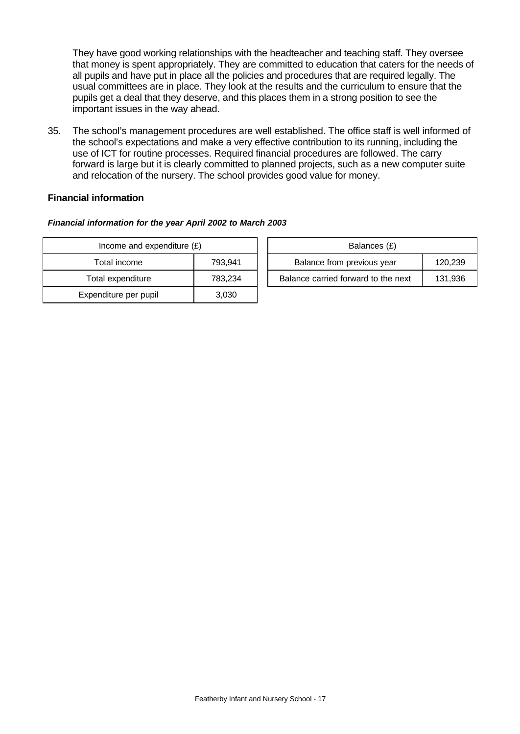They have good working relationships with the headteacher and teaching staff. They oversee that money is spent appropriately. They are committed to education that caters for the needs of all pupils and have put in place all the policies and procedures that are required legally. The usual committees are in place. They look at the results and the curriculum to ensure that the pupils get a deal that they deserve, and this places them in a strong position to see the important issues in the way ahead.

35. The school's management procedures are well established. The office staff is well informed of the school's expectations and make a very effective contribution to its running, including the use of ICT for routine processes. Required financial procedures are followed. The carry forward is large but it is clearly committed to planned projects, such as a new computer suite and relocation of the nursery. The school provides good value for money.

### Financial information

***Financial information for the year April 2002 to March 2003***

| Income and expenditure (£) | |
|---|---|
| Total income | 793,941 |
| Total expenditure | 783,234 |
| Expenditure per pupil | 3,030 |

| Balances (£) | |
|---|---|
| Balance from previous year | 120,239 |
| Balance carried forward to the next | 131,936 |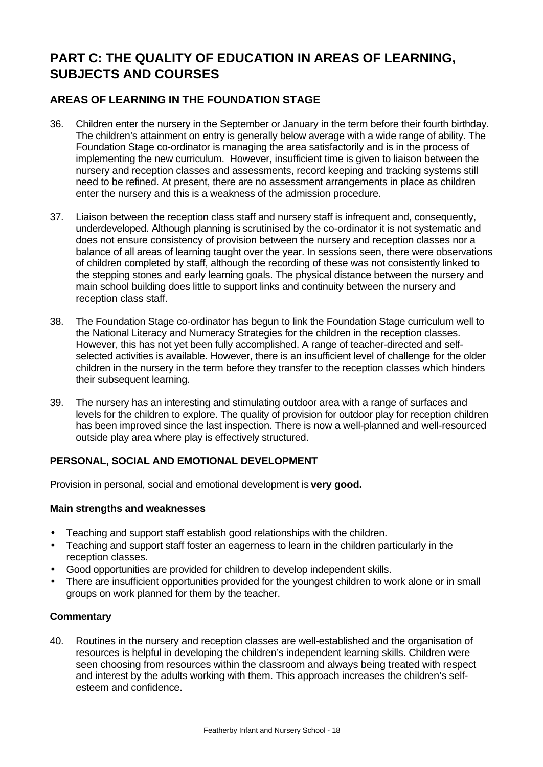# PART C: THE QUALITY OF EDUCATION IN AREAS OF LEARNING, SUBJECTS AND COURSES

## AREAS OF LEARNING IN THE FOUNDATION STAGE

36. Children enter the nursery in the September or January in the term before their fourth birthday. The children's attainment on entry is generally below average with a wide range of ability. The Foundation Stage co-ordinator is managing the area satisfactorily and is in the process of implementing the new curriculum. However, insufficient time is given to liaison between the nursery and reception classes and assessments, record keeping and tracking systems still need to be refined. At present, there are no assessment arrangements in place as children enter the nursery and this is a weakness of the admission procedure.

37. Liaison between the reception class staff and nursery staff is infrequent and, consequently, underdeveloped. Although planning is scrutinised by the co-ordinator it is not systematic and does not ensure consistency of provision between the nursery and reception classes nor a balance of all areas of learning taught over the year. In sessions seen, there were observations of children completed by staff, although the recording of these was not consistently linked to the stepping stones and early learning goals. The physical distance between the nursery and main school building does little to support links and continuity between the nursery and reception class staff.

38. The Foundation Stage co-ordinator has begun to link the Foundation Stage curriculum well to the National Literacy and Numeracy Strategies for the children in the reception classes. However, this has not yet been fully accomplished. A range of teacher-directed and self-selected activities is available. However, there is an insufficient level of challenge for the older children in the nursery in the term before they transfer to the reception classes which hinders their subsequent learning.

39. The nursery has an interesting and stimulating outdoor area with a range of surfaces and levels for the children to explore. The quality of provision for outdoor play for reception children has been improved since the last inspection. There is now a well-planned and well-resourced outside play area where play is effectively structured.

### PERSONAL, SOCIAL AND EMOTIONAL DEVELOPMENT

Provision in personal, social and emotional development is **very good.**

#### Main strengths and weaknesses

- Teaching and support staff establish good relationships with the children.
- Teaching and support staff foster an eagerness to learn in the children particularly in the reception classes.
- Good opportunities are provided for children to develop independent skills.
- There are insufficient opportunities provided for the youngest children to work alone or in small groups on work planned for them by the teacher.

#### Commentary

40. Routines in the nursery and reception classes are well-established and the organisation of resources is helpful in developing the children's independent learning skills. Children were seen choosing from resources within the classroom and always being treated with respect and interest by the adults working with them. This approach increases the children's self-esteem and confidence.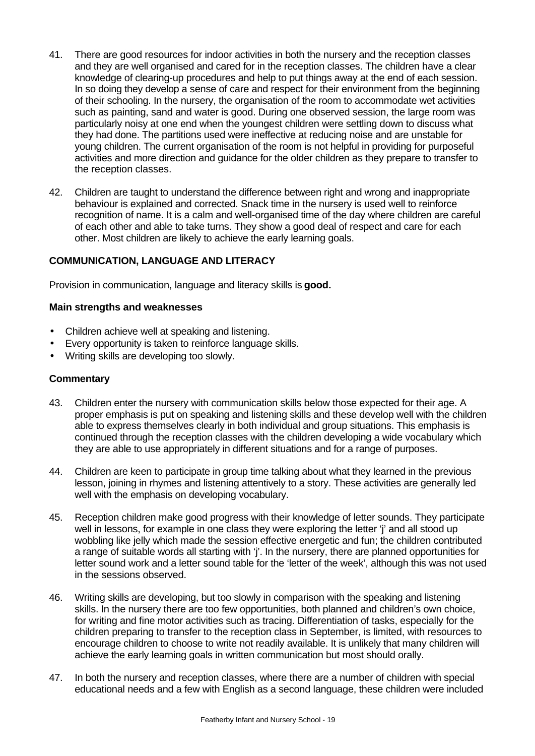41. There are good resources for indoor activities in both the nursery and the reception classes and they are well organised and cared for in the reception classes. The children have a clear knowledge of clearing-up procedures and help to put things away at the end of each session. In so doing they develop a sense of care and respect for their environment from the beginning of their schooling. In the nursery, the organisation of the room to accommodate wet activities such as painting, sand and water is good. During one observed session, the large room was particularly noisy at one end when the youngest children were settling down to discuss what they had done. The partitions used were ineffective at reducing noise and are unstable for young children. The current organisation of the room is not helpful in providing for purposeful activities and more direction and guidance for the older children as they prepare to transfer to the reception classes.

42. Children are taught to understand the difference between right and wrong and inappropriate behaviour is explained and corrected. Snack time in the nursery is used well to reinforce recognition of name. It is a calm and well-organised time of the day where children are careful of each other and able to take turns. They show a good deal of respect and care for each other. Most children are likely to achieve the early learning goals.

### COMMUNICATION, LANGUAGE AND LITERACY

Provision in communication, language and literacy skills is **good.**

#### Main strengths and weaknesses

- Children achieve well at speaking and listening.
- Every opportunity is taken to reinforce language skills.
- Writing skills are developing too slowly.

#### Commentary

43. Children enter the nursery with communication skills below those expected for their age. A proper emphasis is put on speaking and listening skills and these develop well with the children able to express themselves clearly in both individual and group situations. This emphasis is continued through the reception classes with the children developing a wide vocabulary which they are able to use appropriately in different situations and for a range of purposes.

44. Children are keen to participate in group time talking about what they learned in the previous lesson, joining in rhymes and listening attentively to a story. These activities are generally led well with the emphasis on developing vocabulary.

45. Reception children make good progress with their knowledge of letter sounds. They participate well in lessons, for example in one class they were exploring the letter 'j' and all stood up wobbling like jelly which made the session effective energetic and fun; the children contributed a range of suitable words all starting with 'j'. In the nursery, there are planned opportunities for letter sound work and a letter sound table for the 'letter of the week', although this was not used in the sessions observed.

46. Writing skills are developing, but too slowly in comparison with the speaking and listening skills. In the nursery there are too few opportunities, both planned and children's own choice, for writing and fine motor activities such as tracing. Differentiation of tasks, especially for the children preparing to transfer to the reception class in September, is limited, with resources to encourage children to choose to write not readily available. It is unlikely that many children will achieve the early learning goals in written communication but most should orally.

47. In both the nursery and reception classes, where there are a number of children with special educational needs and a few with English as a second language, these children were included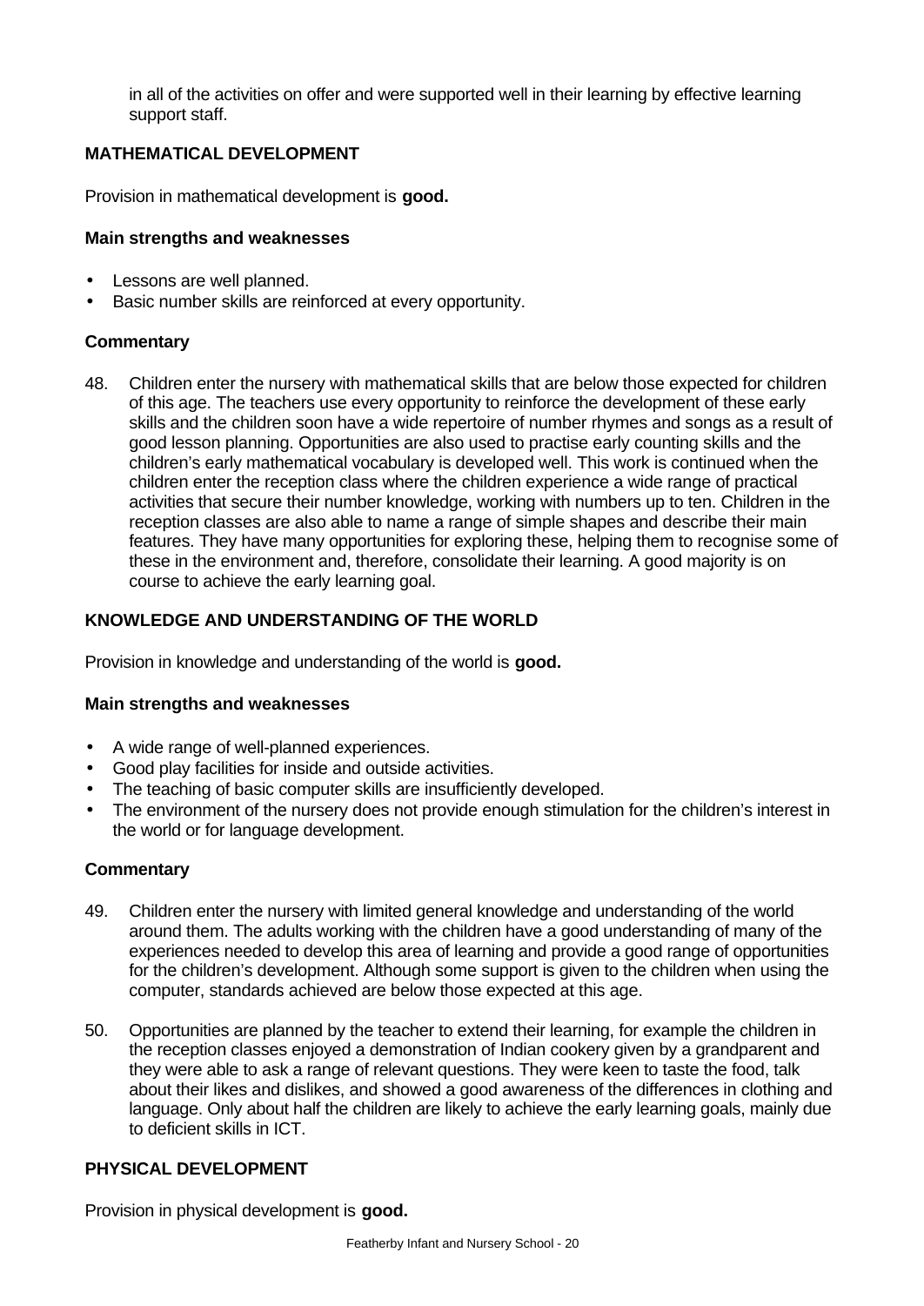in all of the activities on offer and were supported well in their learning by effective learning support staff.

### MATHEMATICAL DEVELOPMENT

Provision in mathematical development is **good.**

#### Main strengths and weaknesses

- Lessons are well planned.
- Basic number skills are reinforced at every opportunity.

#### Commentary

48. Children enter the nursery with mathematical skills that are below those expected for children of this age. The teachers use every opportunity to reinforce the development of these early skills and the children soon have a wide repertoire of number rhymes and songs as a result of good lesson planning. Opportunities are also used to practise early counting skills and the children's early mathematical vocabulary is developed well. This work is continued when the children enter the reception class where the children experience a wide range of practical activities that secure their number knowledge, working with numbers up to ten. Children in the reception classes are also able to name a range of simple shapes and describe their main features. They have many opportunities for exploring these, helping them to recognise some of these in the environment and, therefore, consolidate their learning. A good majority is on course to achieve the early learning goal.

### KNOWLEDGE AND UNDERSTANDING OF THE WORLD

Provision in knowledge and understanding of the world is **good.**

#### Main strengths and weaknesses

- A wide range of well-planned experiences.
- Good play facilities for inside and outside activities.
- The teaching of basic computer skills are insufficiently developed.
- The environment of the nursery does not provide enough stimulation for the children's interest in the world or for language development.

#### Commentary

49. Children enter the nursery with limited general knowledge and understanding of the world around them. The adults working with the children have a good understanding of many of the experiences needed to develop this area of learning and provide a good range of opportunities for the children's development. Although some support is given to the children when using the computer, standards achieved are below those expected at this age.

50. Opportunities are planned by the teacher to extend their learning, for example the children in the reception classes enjoyed a demonstration of Indian cookery given by a grandparent and they were able to ask a range of relevant questions. They were keen to taste the food, talk about their likes and dislikes, and showed a good awareness of the differences in clothing and language. Only about half the children are likely to achieve the early learning goals, mainly due to deficient skills in ICT.

### PHYSICAL DEVELOPMENT

Provision in physical development is **good.**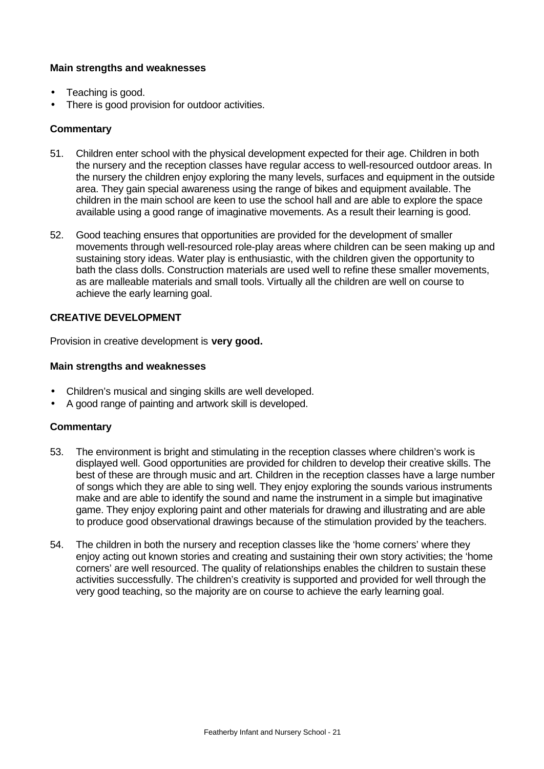**Main strengths and weaknesses**

- Teaching is good.
- There is good provision for outdoor activities.

**Commentary**

51. Children enter school with the physical development expected for their age. Children in both the nursery and the reception classes have regular access to well-resourced outdoor areas. In the nursery the children enjoy exploring the many levels, surfaces and equipment in the outside area. They gain special awareness using the range of bikes and equipment available. The children in the main school are keen to use the school hall and are able to explore the space available using a good range of imaginative movements. As a result their learning is good.

52. Good teaching ensures that opportunities are provided for the development of smaller movements through well-resourced role-play areas where children can be seen making up and sustaining story ideas. Water play is enthusiastic, with the children given the opportunity to bath the class dolls. Construction materials are used well to refine these smaller movements, as are malleable materials and small tools. Virtually all the children are well on course to achieve the early learning goal.

**CREATIVE DEVELOPMENT**

Provision in creative development is **very good.**

**Main strengths and weaknesses**

- Children's musical and singing skills are well developed.
- A good range of painting and artwork skill is developed.

**Commentary**

53. The environment is bright and stimulating in the reception classes where children's work is displayed well. Good opportunities are provided for children to develop their creative skills. The best of these are through music and art. Children in the reception classes have a large number of songs which they are able to sing well. They enjoy exploring the sounds various instruments make and are able to identify the sound and name the instrument in a simple but imaginative game. They enjoy exploring paint and other materials for drawing and illustrating and are able to produce good observational drawings because of the stimulation provided by the teachers.

54. The children in both the nursery and reception classes like the 'home corners' where they enjoy acting out known stories and creating and sustaining their own story activities; the 'home corners' are well resourced. The quality of relationships enables the children to sustain these activities successfully. The children's creativity is supported and provided for well through the very good teaching, so the majority are on course to achieve the early learning goal.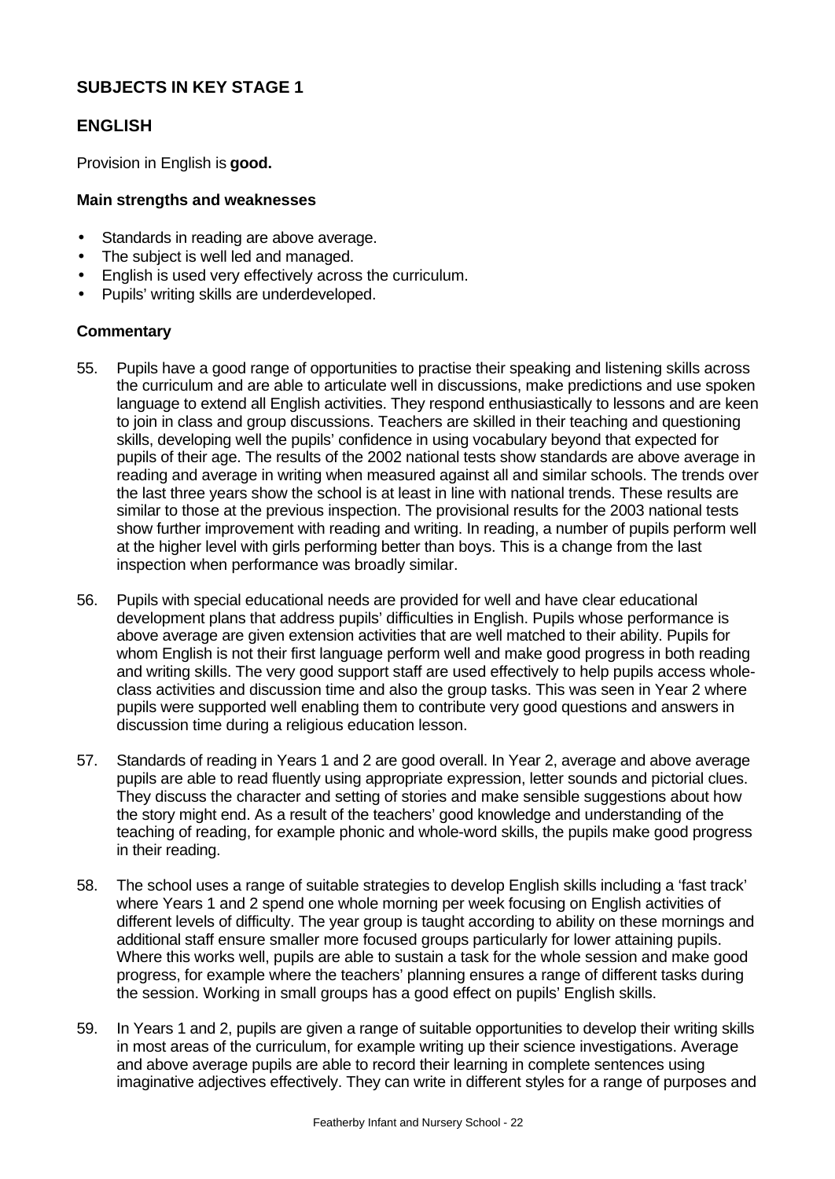## SUBJECTS IN KEY STAGE 1

### ENGLISH

Provision in English is **good.**

#### Main strengths and weaknesses

- Standards in reading are above average.
- The subject is well led and managed.
- English is used very effectively across the curriculum.
- Pupils' writing skills are underdeveloped.

#### Commentary

55. Pupils have a good range of opportunities to practise their speaking and listening skills across the curriculum and are able to articulate well in discussions, make predictions and use spoken language to extend all English activities. They respond enthusiastically to lessons and are keen to join in class and group discussions. Teachers are skilled in their teaching and questioning skills, developing well the pupils' confidence in using vocabulary beyond that expected for pupils of their age. The results of the 2002 national tests show standards are above average in reading and average in writing when measured against all and similar schools. The trends over the last three years show the school is at least in line with national trends. These results are similar to those at the previous inspection. The provisional results for the 2003 national tests show further improvement with reading and writing. In reading, a number of pupils perform well at the higher level with girls performing better than boys. This is a change from the last inspection when performance was broadly similar.

56. Pupils with special educational needs are provided for well and have clear educational development plans that address pupils' difficulties in English. Pupils whose performance is above average are given extension activities that are well matched to their ability. Pupils for whom English is not their first language perform well and make good progress in both reading and writing skills. The very good support staff are used effectively to help pupils access whole-class activities and discussion time and also the group tasks. This was seen in Year 2 where pupils were supported well enabling them to contribute very good questions and answers in discussion time during a religious education lesson.

57. Standards of reading in Years 1 and 2 are good overall. In Year 2, average and above average pupils are able to read fluently using appropriate expression, letter sounds and pictorial clues. They discuss the character and setting of stories and make sensible suggestions about how the story might end. As a result of the teachers' good knowledge and understanding of the teaching of reading, for example phonic and whole-word skills, the pupils make good progress in their reading.

58. The school uses a range of suitable strategies to develop English skills including a 'fast track' where Years 1 and 2 spend one whole morning per week focusing on English activities of different levels of difficulty. The year group is taught according to ability on these mornings and additional staff ensure smaller more focused groups particularly for lower attaining pupils. Where this works well, pupils are able to sustain a task for the whole session and make good progress, for example where the teachers' planning ensures a range of different tasks during the session. Working in small groups has a good effect on pupils' English skills.

59. In Years 1 and 2, pupils are given a range of suitable opportunities to develop their writing skills in most areas of the curriculum, for example writing up their science investigations. Average and above average pupils are able to record their learning in complete sentences using imaginative adjectives effectively. They can write in different styles for a range of purposes and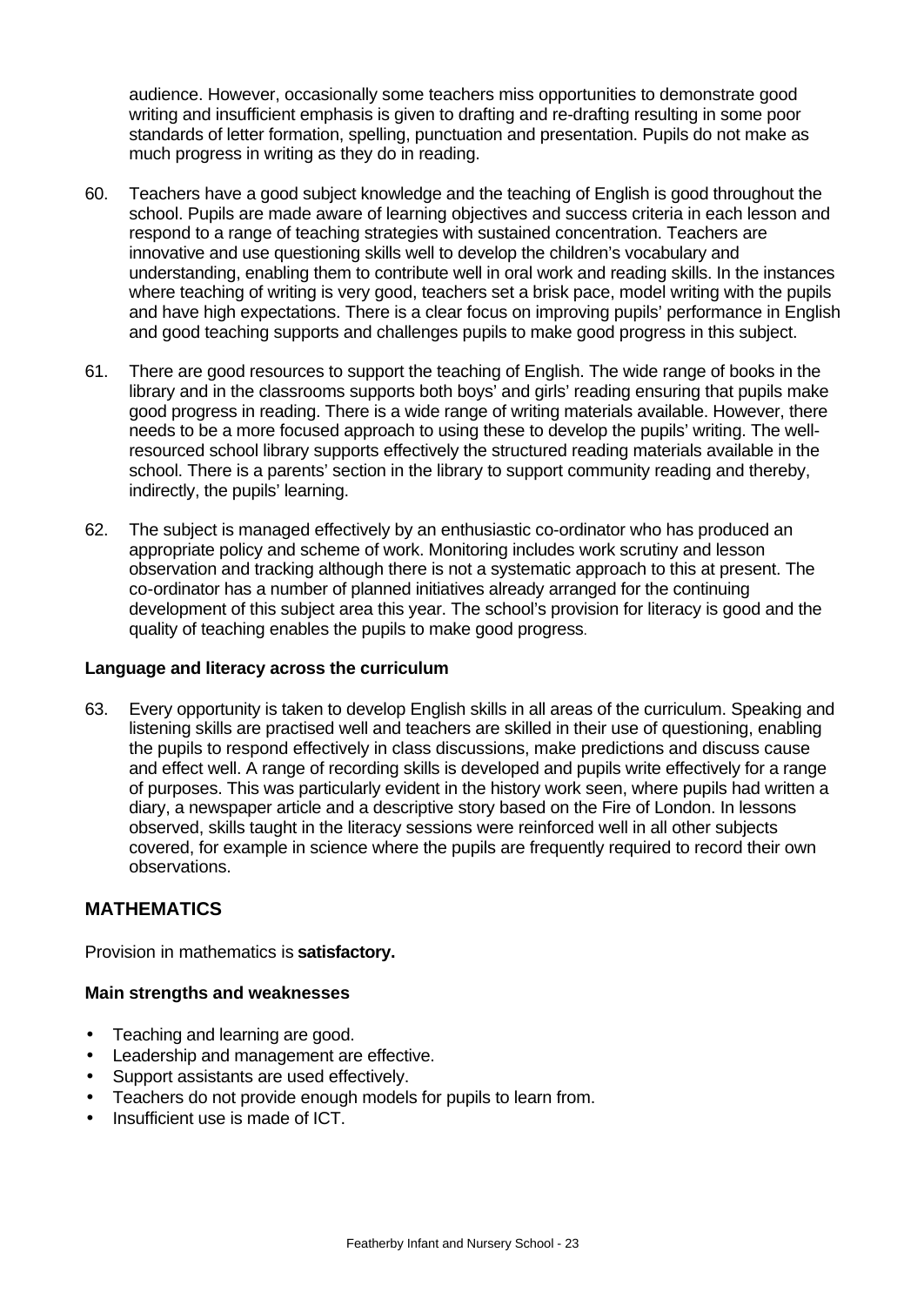audience. However, occasionally some teachers miss opportunities to demonstrate good writing and insufficient emphasis is given to drafting and re-drafting resulting in some poor standards of letter formation, spelling, punctuation and presentation. Pupils do not make as much progress in writing as they do in reading.

60. Teachers have a good subject knowledge and the teaching of English is good throughout the school. Pupils are made aware of learning objectives and success criteria in each lesson and respond to a range of teaching strategies with sustained concentration. Teachers are innovative and use questioning skills well to develop the children's vocabulary and understanding, enabling them to contribute well in oral work and reading skills. In the instances where teaching of writing is very good, teachers set a brisk pace, model writing with the pupils and have high expectations. There is a clear focus on improving pupils' performance in English and good teaching supports and challenges pupils to make good progress in this subject.

61. There are good resources to support the teaching of English. The wide range of books in the library and in the classrooms supports both boys' and girls' reading ensuring that pupils make good progress in reading. There is a wide range of writing materials available. However, there needs to be a more focused approach to using these to develop the pupils' writing. The well-resourced school library supports effectively the structured reading materials available in the school. There is a parents' section in the library to support community reading and thereby, indirectly, the pupils' learning.

62. The subject is managed effectively by an enthusiastic co-ordinator who has produced an appropriate policy and scheme of work. Monitoring includes work scrutiny and lesson observation and tracking although there is not a systematic approach to this at present. The co-ordinator has a number of planned initiatives already arranged for the continuing development of this subject area this year. The school's provision for literacy is good and the quality of teaching enables the pupils to make good progress.

### Language and literacy across the curriculum

63. Every opportunity is taken to develop English skills in all areas of the curriculum. Speaking and listening skills are practised well and teachers are skilled in their use of questioning, enabling the pupils to respond effectively in class discussions, make predictions and discuss cause and effect well. A range of recording skills is developed and pupils write effectively for a range of purposes. This was particularly evident in the history work seen, where pupils had written a diary, a newspaper article and a descriptive story based on the Fire of London. In lessons observed, skills taught in the literacy sessions were reinforced well in all other subjects covered, for example in science where the pupils are frequently required to record their own observations.

## MATHEMATICS

Provision in mathematics is **satisfactory.**

### Main strengths and weaknesses

- Teaching and learning are good.
- Leadership and management are effective.
- Support assistants are used effectively.
- Teachers do not provide enough models for pupils to learn from.
- Insufficient use is made of ICT.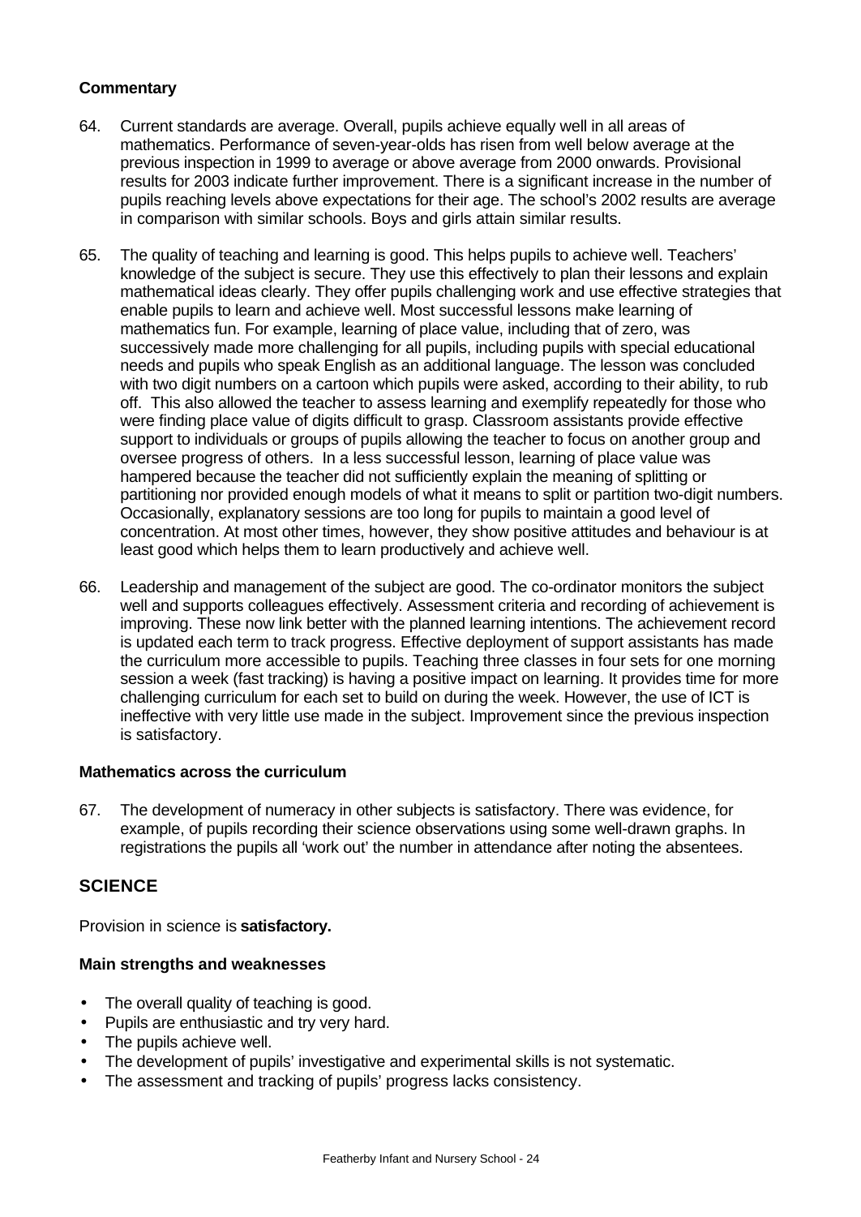**Commentary**

64. Current standards are average. Overall, pupils achieve equally well in all areas of mathematics. Performance of seven-year-olds has risen from well below average at the previous inspection in 1999 to average or above average from 2000 onwards. Provisional results for 2003 indicate further improvement. There is a significant increase in the number of pupils reaching levels above expectations for their age. The school's 2002 results are average in comparison with similar schools. Boys and girls attain similar results.

65. The quality of teaching and learning is good. This helps pupils to achieve well. Teachers' knowledge of the subject is secure. They use this effectively to plan their lessons and explain mathematical ideas clearly. They offer pupils challenging work and use effective strategies that enable pupils to learn and achieve well. Most successful lessons make learning of mathematics fun. For example, learning of place value, including that of zero, was successively made more challenging for all pupils, including pupils with special educational needs and pupils who speak English as an additional language. The lesson was concluded with two digit numbers on a cartoon which pupils were asked, according to their ability, to rub off. This also allowed the teacher to assess learning and exemplify repeatedly for those who were finding place value of digits difficult to grasp. Classroom assistants provide effective support to individuals or groups of pupils allowing the teacher to focus on another group and oversee progress of others. In a less successful lesson, learning of place value was hampered because the teacher did not sufficiently explain the meaning of splitting or partitioning nor provided enough models of what it means to split or partition two-digit numbers. Occasionally, explanatory sessions are too long for pupils to maintain a good level of concentration. At most other times, however, they show positive attitudes and behaviour is at least good which helps them to learn productively and achieve well.

66. Leadership and management of the subject are good. The co-ordinator monitors the subject well and supports colleagues effectively. Assessment criteria and recording of achievement is improving. These now link better with the planned learning intentions. The achievement record is updated each term to track progress. Effective deployment of support assistants has made the curriculum more accessible to pupils. Teaching three classes in four sets for one morning session a week (fast tracking) is having a positive impact on learning. It provides time for more challenging curriculum for each set to build on during the week. However, the use of ICT is ineffective with very little use made in the subject. Improvement since the previous inspection is satisfactory.

**Mathematics across the curriculum**

67. The development of numeracy in other subjects is satisfactory. There was evidence, for example, of pupils recording their science observations using some well-drawn graphs. In registrations the pupils all 'work out' the number in attendance after noting the absentees.

## SCIENCE

Provision in science is **satisfactory.**

**Main strengths and weaknesses**

- The overall quality of teaching is good.
- Pupils are enthusiastic and try very hard.
- The pupils achieve well.
- The development of pupils' investigative and experimental skills is not systematic.
- The assessment and tracking of pupils' progress lacks consistency.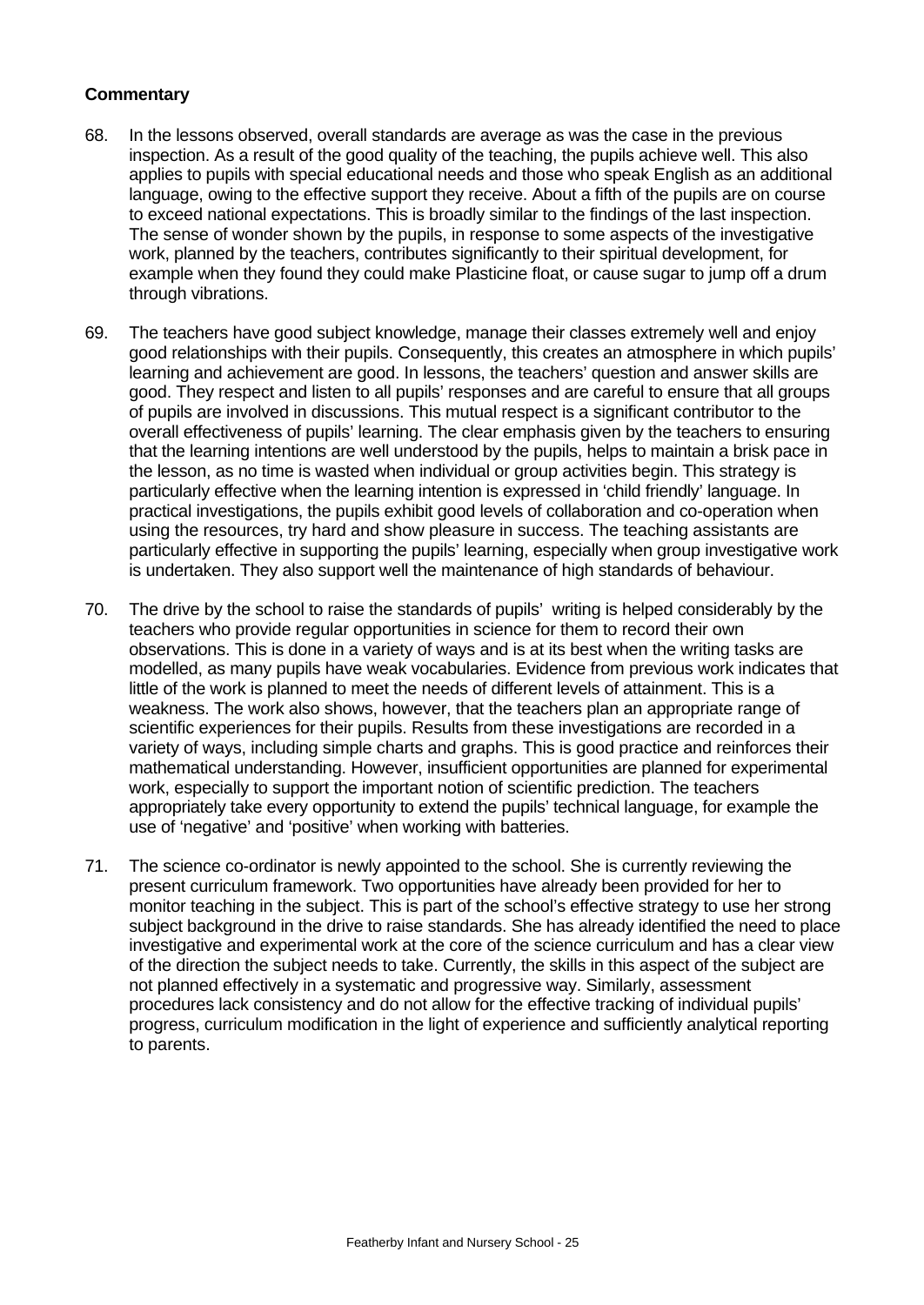**Commentary**

68. In the lessons observed, overall standards are average as was the case in the previous inspection. As a result of the good quality of the teaching, the pupils achieve well. This also applies to pupils with special educational needs and those who speak English as an additional language, owing to the effective support they receive. About a fifth of the pupils are on course to exceed national expectations. This is broadly similar to the findings of the last inspection. The sense of wonder shown by the pupils, in response to some aspects of the investigative work, planned by the teachers, contributes significantly to their spiritual development, for example when they found they could make Plasticine float, or cause sugar to jump off a drum through vibrations.

69. The teachers have good subject knowledge, manage their classes extremely well and enjoy good relationships with their pupils. Consequently, this creates an atmosphere in which pupils' learning and achievement are good. In lessons, the teachers' question and answer skills are good. They respect and listen to all pupils' responses and are careful to ensure that all groups of pupils are involved in discussions. This mutual respect is a significant contributor to the overall effectiveness of pupils' learning. The clear emphasis given by the teachers to ensuring that the learning intentions are well understood by the pupils, helps to maintain a brisk pace in the lesson, as no time is wasted when individual or group activities begin. This strategy is particularly effective when the learning intention is expressed in 'child friendly' language. In practical investigations, the pupils exhibit good levels of collaboration and co-operation when using the resources, try hard and show pleasure in success. The teaching assistants are particularly effective in supporting the pupils' learning, especially when group investigative work is undertaken. They also support well the maintenance of high standards of behaviour.

70. The drive by the school to raise the standards of pupils' writing is helped considerably by the teachers who provide regular opportunities in science for them to record their own observations. This is done in a variety of ways and is at its best when the writing tasks are modelled, as many pupils have weak vocabularies. Evidence from previous work indicates that little of the work is planned to meet the needs of different levels of attainment. This is a weakness. The work also shows, however, that the teachers plan an appropriate range of scientific experiences for their pupils. Results from these investigations are recorded in a variety of ways, including simple charts and graphs. This is good practice and reinforces their mathematical understanding. However, insufficient opportunities are planned for experimental work, especially to support the important notion of scientific prediction. The teachers appropriately take every opportunity to extend the pupils' technical language, for example the use of 'negative' and 'positive' when working with batteries.

71. The science co-ordinator is newly appointed to the school. She is currently reviewing the present curriculum framework. Two opportunities have already been provided for her to monitor teaching in the subject. This is part of the school's effective strategy to use her strong subject background in the drive to raise standards. She has already identified the need to place investigative and experimental work at the core of the science curriculum and has a clear view of the direction the subject needs to take. Currently, the skills in this aspect of the subject are not planned effectively in a systematic and progressive way. Similarly, assessment procedures lack consistency and do not allow for the effective tracking of individual pupils' progress, curriculum modification in the light of experience and sufficiently analytical reporting to parents.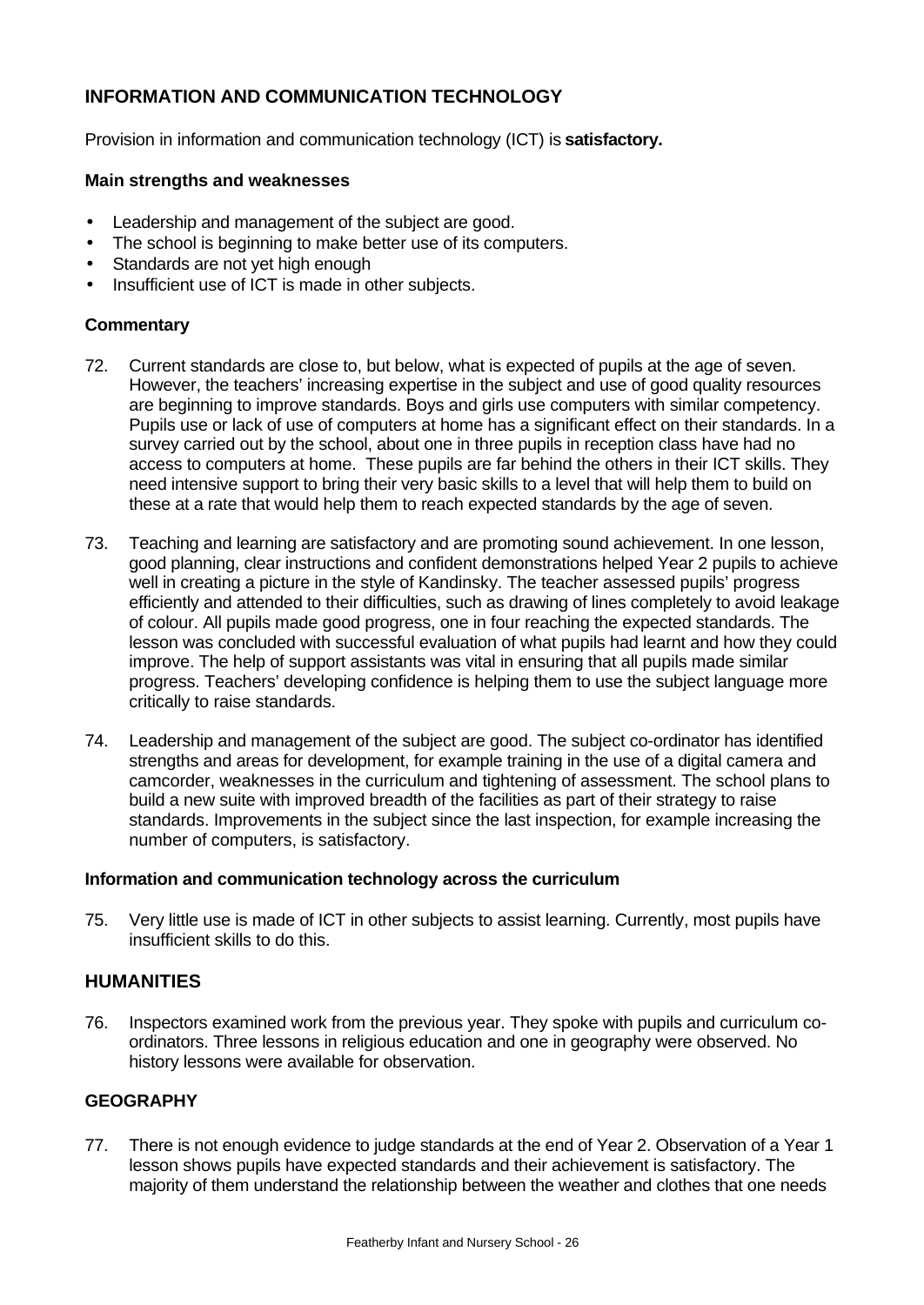## INFORMATION AND COMMUNICATION TECHNOLOGY

Provision in information and communication technology (ICT) is **satisfactory.**

### Main strengths and weaknesses

- Leadership and management of the subject are good.
- The school is beginning to make better use of its computers.
- Standards are not yet high enough
- Insufficient use of ICT is made in other subjects.

### Commentary

72. Current standards are close to, but below, what is expected of pupils at the age of seven. However, the teachers' increasing expertise in the subject and use of good quality resources are beginning to improve standards. Boys and girls use computers with similar competency. Pupils use or lack of use of computers at home has a significant effect on their standards. In a survey carried out by the school, about one in three pupils in reception class have had no access to computers at home. These pupils are far behind the others in their ICT skills. They need intensive support to bring their very basic skills to a level that will help them to build on these at a rate that would help them to reach expected standards by the age of seven.

73. Teaching and learning are satisfactory and are promoting sound achievement. In one lesson, good planning, clear instructions and confident demonstrations helped Year 2 pupils to achieve well in creating a picture in the style of Kandinsky. The teacher assessed pupils' progress efficiently and attended to their difficulties, such as drawing of lines completely to avoid leakage of colour. All pupils made good progress, one in four reaching the expected standards. The lesson was concluded with successful evaluation of what pupils had learnt and how they could improve. The help of support assistants was vital in ensuring that all pupils made similar progress. Teachers' developing confidence is helping them to use the subject language more critically to raise standards.

74. Leadership and management of the subject are good. The subject co-ordinator has identified strengths and areas for development, for example training in the use of a digital camera and camcorder, weaknesses in the curriculum and tightening of assessment. The school plans to build a new suite with improved breadth of the facilities as part of their strategy to raise standards. Improvements in the subject since the last inspection, for example increasing the number of computers, is satisfactory.

### Information and communication technology across the curriculum

75. Very little use is made of ICT in other subjects to assist learning. Currently, most pupils have insufficient skills to do this.

## HUMANITIES

76. Inspectors examined work from the previous year. They spoke with pupils and curriculum co-ordinators. Three lessons in religious education and one in geography were observed. No history lessons were available for observation.

## GEOGRAPHY

77. There is not enough evidence to judge standards at the end of Year 2. Observation of a Year 1 lesson shows pupils have expected standards and their achievement is satisfactory. The majority of them understand the relationship between the weather and clothes that one needs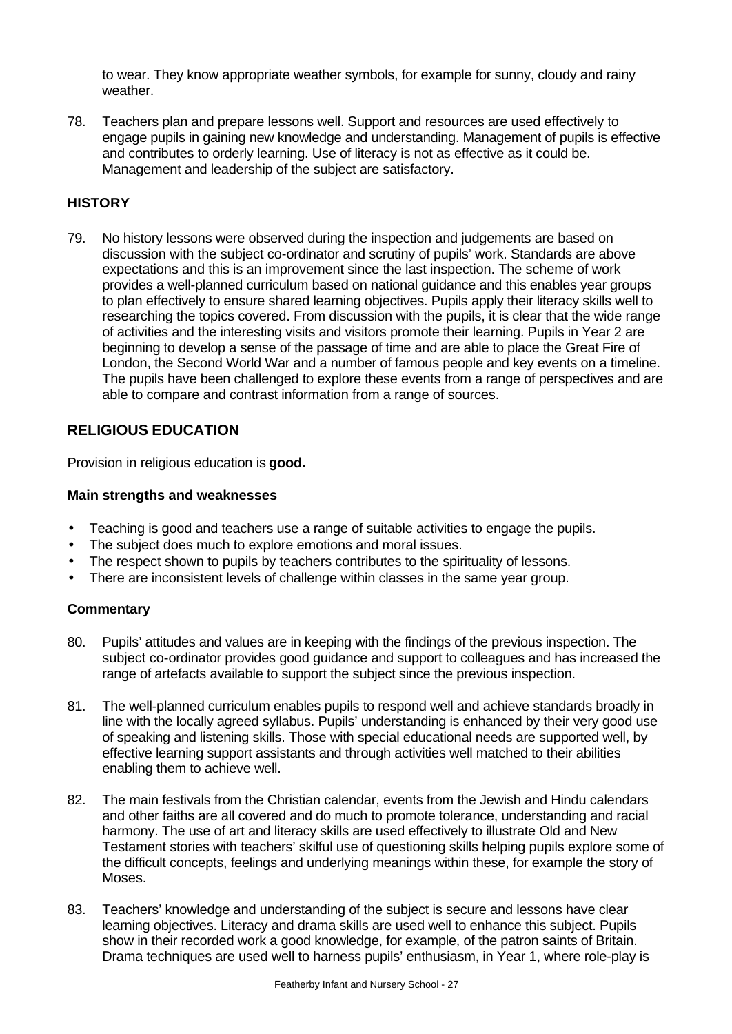to wear. They know appropriate weather symbols, for example for sunny, cloudy and rainy weather.

78. Teachers plan and prepare lessons well. Support and resources are used effectively to engage pupils in gaining new knowledge and understanding. Management of pupils is effective and contributes to orderly learning. Use of literacy is not as effective as it could be. Management and leadership of the subject are satisfactory.

### HISTORY

79. No history lessons were observed during the inspection and judgements are based on discussion with the subject co-ordinator and scrutiny of pupils' work. Standards are above expectations and this is an improvement since the last inspection. The scheme of work provides a well-planned curriculum based on national guidance and this enables year groups to plan effectively to ensure shared learning objectives. Pupils apply their literacy skills well to researching the topics covered. From discussion with the pupils, it is clear that the wide range of activities and the interesting visits and visitors promote their learning. Pupils in Year 2 are beginning to develop a sense of the passage of time and are able to place the Great Fire of London, the Second World War and a number of famous people and key events on a timeline. The pupils have been challenged to explore these events from a range of perspectives and are able to compare and contrast information from a range of sources.

## RELIGIOUS EDUCATION

Provision in religious education is **good.**

#### Main strengths and weaknesses

- Teaching is good and teachers use a range of suitable activities to engage the pupils.
- The subject does much to explore emotions and moral issues.
- The respect shown to pupils by teachers contributes to the spirituality of lessons.
- There are inconsistent levels of challenge within classes in the same year group.

#### Commentary

80. Pupils' attitudes and values are in keeping with the findings of the previous inspection. The subject co-ordinator provides good guidance and support to colleagues and has increased the range of artefacts available to support the subject since the previous inspection.

81. The well-planned curriculum enables pupils to respond well and achieve standards broadly in line with the locally agreed syllabus. Pupils' understanding is enhanced by their very good use of speaking and listening skills. Those with special educational needs are supported well, by effective learning support assistants and through activities well matched to their abilities enabling them to achieve well.

82. The main festivals from the Christian calendar, events from the Jewish and Hindu calendars and other faiths are all covered and do much to promote tolerance, understanding and racial harmony. The use of art and literacy skills are used effectively to illustrate Old and New Testament stories with teachers' skilful use of questioning skills helping pupils explore some of the difficult concepts, feelings and underlying meanings within these, for example the story of Moses.

83. Teachers' knowledge and understanding of the subject is secure and lessons have clear learning objectives. Literacy and drama skills are used well to enhance this subject. Pupils show in their recorded work a good knowledge, for example, of the patron saints of Britain. Drama techniques are used well to harness pupils' enthusiasm, in Year 1, where role-play is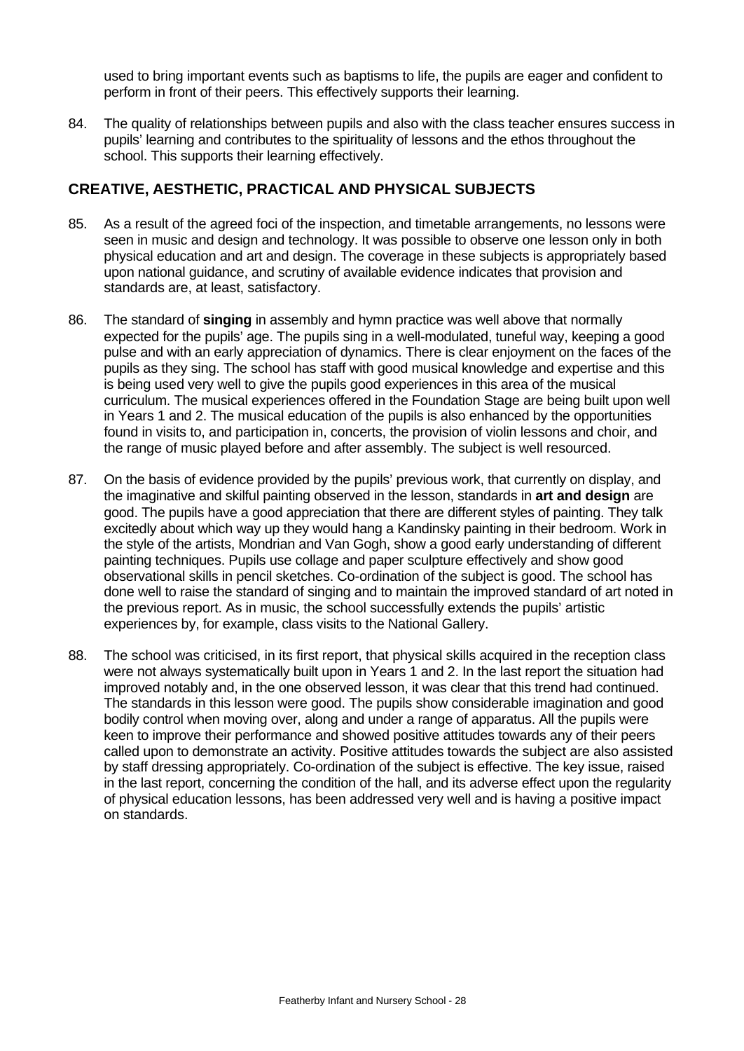used to bring important events such as baptisms to life, the pupils are eager and confident to perform in front of their peers. This effectively supports their learning.

84. The quality of relationships between pupils and also with the class teacher ensures success in pupils' learning and contributes to the spirituality of lessons and the ethos throughout the school. This supports their learning effectively.

## CREATIVE, AESTHETIC, PRACTICAL AND PHYSICAL SUBJECTS

85. As a result of the agreed foci of the inspection, and timetable arrangements, no lessons were seen in music and design and technology. It was possible to observe one lesson only in both physical education and art and design. The coverage in these subjects is appropriately based upon national guidance, and scrutiny of available evidence indicates that provision and standards are, at least, satisfactory.

86. The standard of **singing** in assembly and hymn practice was well above that normally expected for the pupils' age. The pupils sing in a well-modulated, tuneful way, keeping a good pulse and with an early appreciation of dynamics. There is clear enjoyment on the faces of the pupils as they sing. The school has staff with good musical knowledge and expertise and this is being used very well to give the pupils good experiences in this area of the musical curriculum. The musical experiences offered in the Foundation Stage are being built upon well in Years 1 and 2. The musical education of the pupils is also enhanced by the opportunities found in visits to, and participation in, concerts, the provision of violin lessons and choir, and the range of music played before and after assembly. The subject is well resourced.

87. On the basis of evidence provided by the pupils' previous work, that currently on display, and the imaginative and skilful painting observed in the lesson, standards in **art and design** are good. The pupils have a good appreciation that there are different styles of painting. They talk excitedly about which way up they would hang a Kandinsky painting in their bedroom. Work in the style of the artists, Mondrian and Van Gogh, show a good early understanding of different painting techniques. Pupils use collage and paper sculpture effectively and show good observational skills in pencil sketches. Co-ordination of the subject is good. The school has done well to raise the standard of singing and to maintain the improved standard of art noted in the previous report. As in music, the school successfully extends the pupils' artistic experiences by, for example, class visits to the National Gallery.

88. The school was criticised, in its first report, that physical skills acquired in the reception class were not always systematically built upon in Years 1 and 2. In the last report the situation had improved notably and, in the one observed lesson, it was clear that this trend had continued. The standards in this lesson were good. The pupils show considerable imagination and good bodily control when moving over, along and under a range of apparatus. All the pupils were keen to improve their performance and showed positive attitudes towards any of their peers called upon to demonstrate an activity. Positive attitudes towards the subject are also assisted by staff dressing appropriately. Co-ordination of the subject is effective. The key issue, raised in the last report, concerning the condition of the hall, and its adverse effect upon the regularity of physical education lessons, has been addressed very well and is having a positive impact on standards.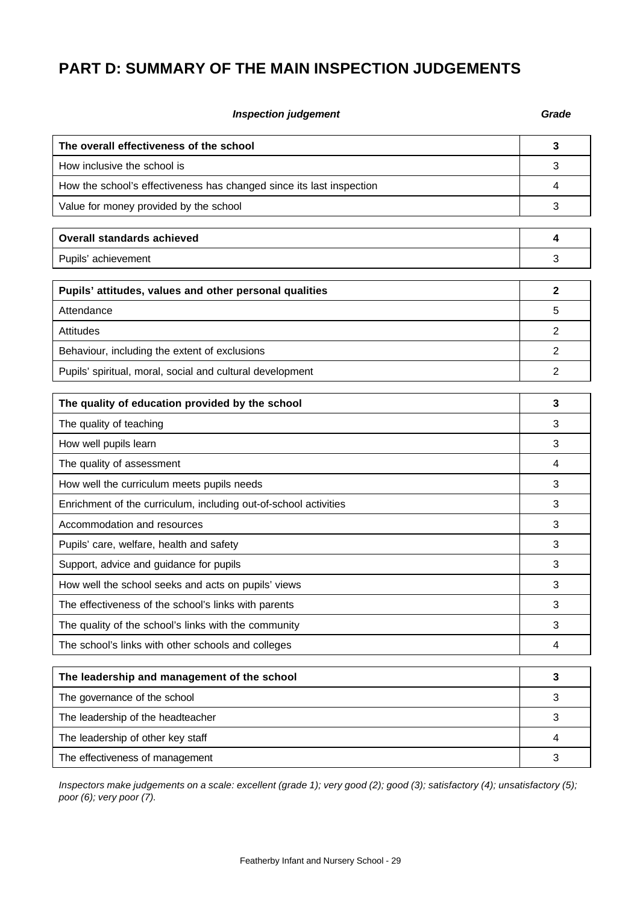# PART D: SUMMARY OF THE MAIN INSPECTION JUDGEMENTS

| *Inspection judgement* | *Grade* |
|---|---|
| **The overall effectiveness of the school** | **3** |
| How inclusive the school is | 3 |
| How the school's effectiveness has changed since its last inspection | 4 |
| Value for money provided by the school | 3 |
| **Overall standards achieved** | **4** |
| Pupils' achievement | 3 |
| **Pupils' attitudes, values and other personal qualities** | **2** |
| Attendance | 5 |
| Attitudes | 2 |
| Behaviour, including the extent of exclusions | 2 |
| Pupils' spiritual, moral, social and cultural development | 2 |
| **The quality of education provided by the school** | **3** |
| The quality of teaching | 3 |
| How well pupils learn | 3 |
| The quality of assessment | 4 |
| How well the curriculum meets pupils needs | 3 |
| Enrichment of the curriculum, including out-of-school activities | 3 |
| Accommodation and resources | 3 |
| Pupils' care, welfare, health and safety | 3 |
| Support, advice and guidance for pupils | 3 |
| How well the school seeks and acts on pupils' views | 3 |
| The effectiveness of the school's links with parents | 3 |
| The quality of the school's links with the community | 3 |
| The school's links with other schools and colleges | 4 |
| **The leadership and management of the school** | **3** |
| The governance of the school | 3 |
| The leadership of the headteacher | 3 |
| The leadership of other key staff | 4 |
| The effectiveness of management | 3 |

*Inspectors make judgements on a scale: excellent (grade 1); very good (2); good (3); satisfactory (4); unsatisfactory (5); poor (6); very poor (7).*